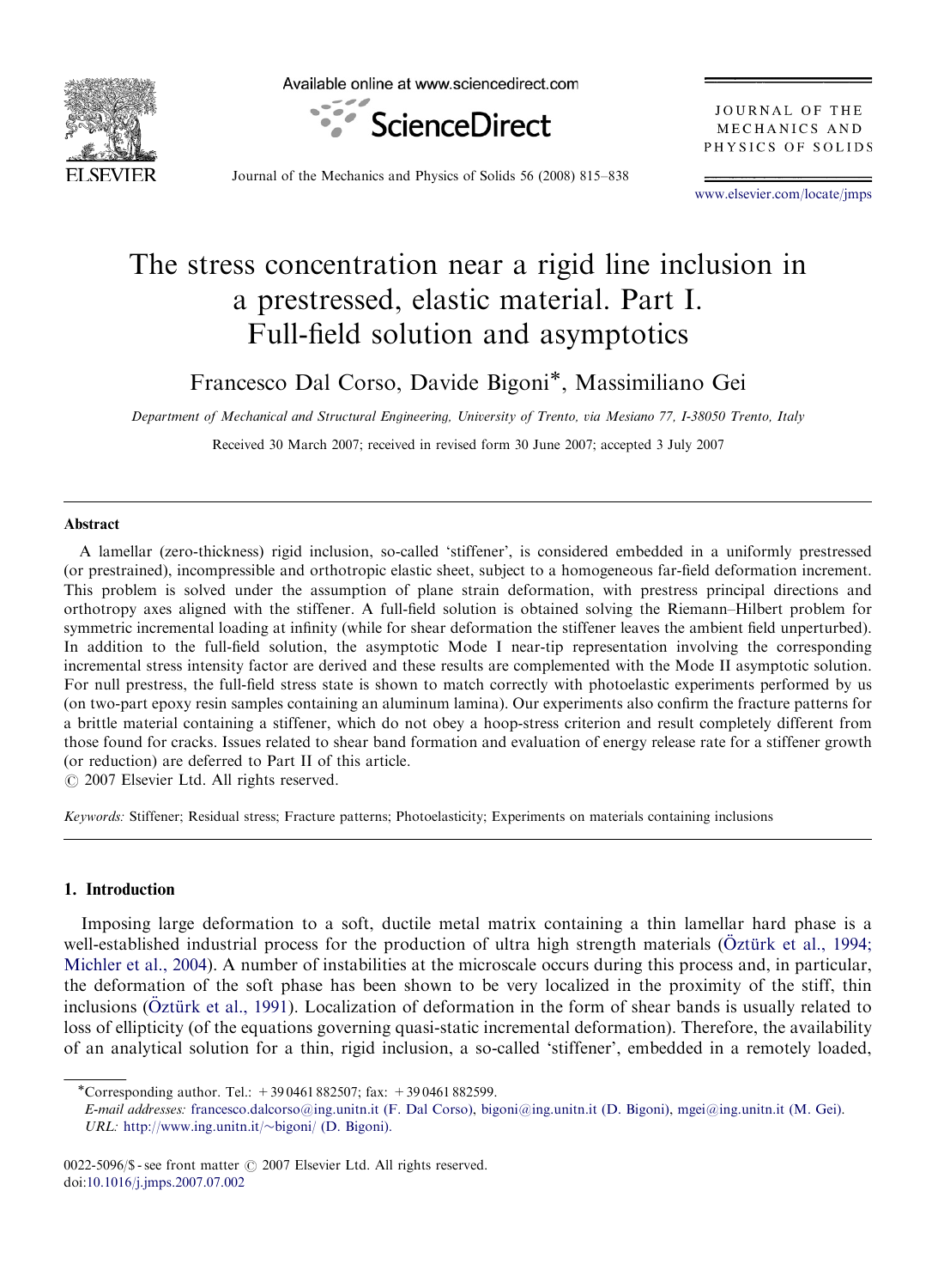# The stress concentration near a rigid line inclusion in a prestressed, elastic material. Part I. Full-field solution and asymptotics

Francesco Dal Corso, Davide Bigoni*, Massimiliano Gei

*Department of Mechanical and Structural Engineering, University of Trento, via Mesiano 77, I-38050 Trento, Italy*

Received 30 March 2007; received in revised form 30 June 2007; accepted 3 July 2007

---

## Abstract

A lamellar (zero-thickness) rigid inclusion, so-called 'stiffener', is considered embedded in a uniformly prestressed (or prestrained), incompressible and orthotropic elastic sheet, subject to a homogeneous far-field deformation increment. This problem is solved under the assumption of plane strain deformation, with prestress principal directions and orthotropy axes aligned with the stiffener. A full-field solution is obtained solving the Riemann–Hilbert problem for symmetric incremental loading at infinity (while for shear deformation the stiffener leaves the ambient field unperturbed). In addition to the full-field solution, the asymptotic Mode I near-tip representation involving the corresponding incremental stress intensity factor are derived and these results are complemented with the Mode II asymptotic solution. For null prestress, the full-field stress state is shown to match correctly with photoelastic experiments performed by us (on two-part epoxy resin samples containing an aluminum lamina). Our experiments also confirm the fracture patterns for a brittle material containing a stiffener, which do not obey a hoop-stress criterion and result completely different from those found for cracks. Issues related to shear band formation and evaluation of energy release rate for a stiffener growth (or reduction) are deferred to Part II of this article.

© 2007 Elsevier Ltd. All rights reserved.

*Keywords:* Stiffener; Residual stress; Fracture patterns; Photoelasticity; Experiments on materials containing inclusions

---

## 1. Introduction

Imposing large deformation to a soft, ductile metal matrix containing a thin lamellar hard phase is a well-established industrial process for the production of ultra high strength materials (Öztürk et al., 1994; Michler et al., 2004). A number of instabilities at the microscale occurs during this process and, in particular, the deformation of the soft phase has been shown to be very localized in the proximity of the stiff, thin inclusions (Öztürk et al., 1991). Localization of deformation in the form of shear bands is usually related to loss of ellipticity (of the equations governing quasi-static incremental deformation). Therefore, the availability of an analytical solution for a thin, rigid inclusion, a so-called 'stiffener', embedded in a remotely loaded,

---

*Corresponding author. Tel.: +39 0461 882507; fax: +39 0461 882599.

*E-mail addresses:* francesco.dalcorso@ing.unitn.it (F. Dal Corso), bigoni@ing.unitn.it (D. Bigoni), mgei@ing.unitn.it (M. Gei).

*URL:* http://www.ing.unitn.it/~bigoni/ (D. Bigoni).

0022-5096/$ - see front matter © 2007 Elsevier Ltd. All rights reserved.
doi:10.1016/j.jmps.2007.07.002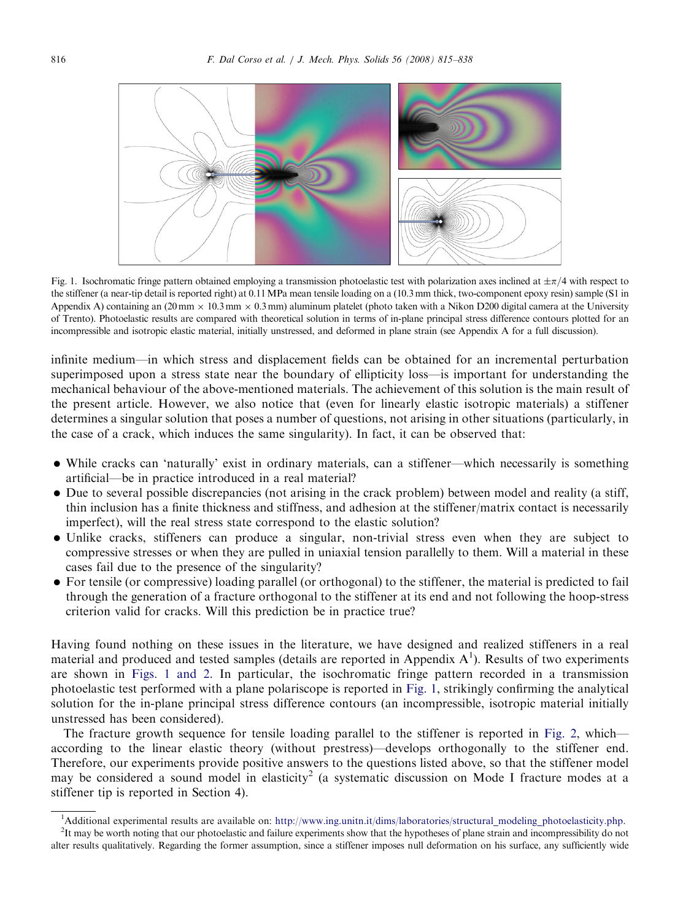Fig. 1. Isochromatic fringe pattern obtained employing a transmission photoelastic test with polarization axes inclined at $\pm\pi/4$ with respect to the stiffener (a near-tip detail is reported right) at 0.11 MPa mean tensile loading on a (10.3 mm thick, two-component epoxy resin) sample (S1 in Appendix A) containing an ($20\,\text{mm} \times 10.3\,\text{mm} \times 0.3\,\text{mm}$) aluminum platelet (photo taken with a Nikon D200 digital camera at the University of Trento). Photoelastic results are compared with theoretical solution in terms of in-plane principal stress difference contours plotted for an incompressible and isotropic elastic material, initially unstressed, and deformed in plane strain (see Appendix A for a full discussion).

infinite medium—in which stress and displacement fields can be obtained for an incremental perturbation superimposed upon a stress state near the boundary of ellipticity loss—is important for understanding the mechanical behaviour of the above-mentioned materials. The achievement of this solution is the main result of the present article. However, we also notice that (even for linearly elastic isotropic materials) a stiffener determines a singular solution that poses a number of questions, not arising in other situations (particularly, in the case of a crack, which induces the same singularity). In fact, it can be observed that:

- While cracks can 'naturally' exist in ordinary materials, can a stiffener—which necessarily is something artificial—be in practice introduced in a real material?
- Due to several possible discrepancies (not arising in the crack problem) between model and reality (a stiff, thin inclusion has a finite thickness and stiffness, and adhesion at the stiffener/matrix contact is necessarily imperfect), will the real stress state correspond to the elastic solution?
- Unlike cracks, stiffeners can produce a singular, non-trivial stress even when they are subject to compressive stresses or when they are pulled in uniaxial tension parallelly to them. Will a material in these cases fail due to the presence of the singularity?
- For tensile (or compressive) loading parallel (or orthogonal) to the stiffener, the material is predicted to fail through the generation of a fracture orthogonal to the stiffener at its end and not following the hoop-stress criterion valid for cracks. Will this prediction be in practice true?

Having found nothing on these issues in the literature, we have designed and realized stiffeners in a real material and produced and tested samples (details are reported in Appendix A[1]). Results of two experiments are shown in Figs. 1 and 2. In particular, the isochromatic fringe pattern recorded in a transmission photoelastic test performed with a plane polariscope is reported in Fig. 1, strikingly confirming the analytical solution for the in-plane principal stress difference contours (an incompressible, isotropic material initially unstressed has been considered).

The fracture growth sequence for tensile loading parallel to the stiffener is reported in Fig. 2, which—according to the linear elastic theory (without prestress)—develops orthogonally to the stiffener end. Therefore, our experiments provide positive answers to the questions listed above, so that the stiffener model may be considered a sound model in elasticity[2] (a systematic discussion on Mode I fracture modes at a stiffener tip is reported in Section 4).

[1] Additional experimental results are available on: http://www.ing.unitn.it/dims/laboratories/structural_modeling_photoelasticity.php.

[2] It may be worth noting that our photoelastic and failure experiments show that the hypotheses of plane strain and incompressibility do not alter results qualitatively. Regarding the former assumption, since a stiffener imposes null deformation on his surface, any sufficiently wide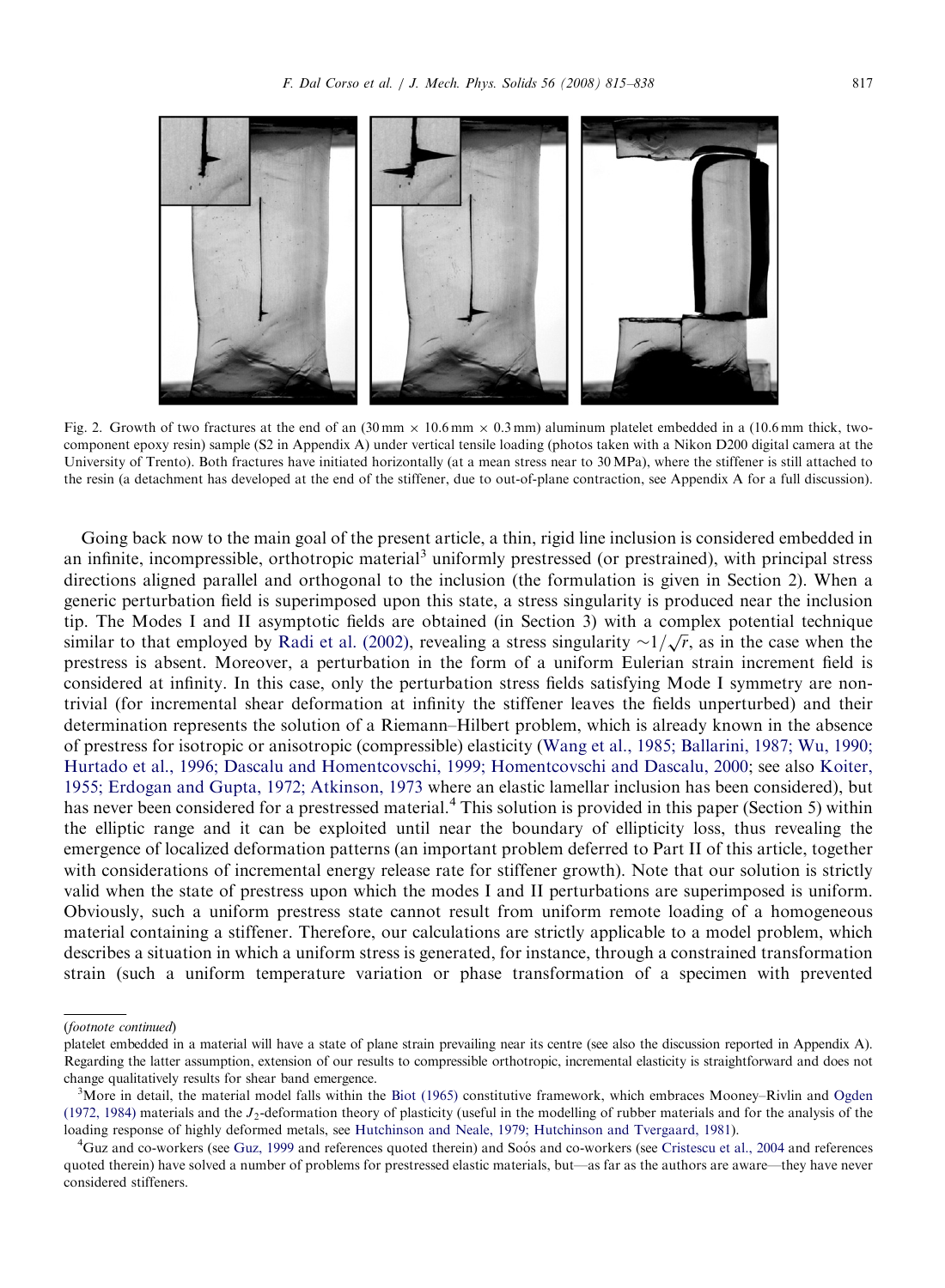Fig. 2. Growth of two fractures at the end of an (30 mm $\times$ 10.6 mm $\times$ 0.3 mm) aluminum platelet embedded in a (10.6 mm thick, two-component epoxy resin) sample (S2 in Appendix A) under vertical tensile loading (photos taken with a Nikon D200 digital camera at the University of Trento). Both fractures have initiated horizontally (at a mean stress near to 30 MPa), where the stiffener is still attached to the resin (a detachment has developed at the end of the stiffener, due to out-of-plane contraction, see Appendix A for a full discussion).

Going back now to the main goal of the present article, a thin, rigid line inclusion is considered embedded in an infinite, incompressible, orthotropic material[3] uniformly prestressed (or prestrained), with principal stress directions aligned parallel and orthogonal to the inclusion (the formulation is given in Section 2). When a generic perturbation field is superimposed upon this state, a stress singularity is produced near the inclusion tip. The Modes I and II asymptotic fields are obtained (in Section 3) with a complex potential technique similar to that employed by Radi et al. (2002), revealing a stress singularity $\sim 1/\sqrt{r}$, as in the case when the prestress is absent. Moreover, a perturbation in the form of a uniform Eulerian strain increment field is considered at infinity. In this case, only the perturbation stress fields satisfying Mode I symmetry are non-trivial (for incremental shear deformation at infinity the stiffener leaves the fields unperturbed) and their determination represents the solution of a Riemann–Hilbert problem, which is already known in the absence of prestress for isotropic or anisotropic (compressible) elasticity (Wang et al., 1985; Ballarini, 1987; Wu, 1990; Hurtado et al., 1996; Dascalu and Homentcovschi, 1999; Homentcovschi and Dascalu, 2000; see also Koiter, 1955; Erdogan and Gupta, 1972; Atkinson, 1973 where an elastic lamellar inclusion has been considered), but has never been considered for a prestressed material.[4] This solution is provided in this paper (Section 5) within the elliptic range and it can be exploited until near the boundary of ellipticity loss, thus revealing the emergence of localized deformation patterns (an important problem deferred to Part II of this article, together with considerations of incremental energy release rate for stiffener growth). Note that our solution is strictly valid when the state of prestress upon which the modes I and II perturbations are superimposed is uniform. Obviously, such a uniform prestress state cannot result from uniform remote loading of a homogeneous material containing a stiffener. Therefore, our calculations are strictly applicable to a model problem, which describes a situation in which a uniform stress is generated, for instance, through a constrained transformation strain (such a uniform temperature variation or phase transformation of a specimen with prevented

(*footnote continued*)
platelet embedded in a material will have a state of plane strain prevailing near its centre (see also the discussion reported in Appendix A). Regarding the latter assumption, extension of our results to compressible orthotropic, incremental elasticity is straightforward and does not change qualitatively results for shear band emergence.

[3]More in detail, the material model falls within the Biot (1965) constitutive framework, which embraces Mooney–Rivlin and Ogden (1972, 1984) materials and the $J_2$-deformation theory of plasticity (useful in the modelling of rubber materials and for the analysis of the loading response of highly deformed metals, see Hutchinson and Neale, 1979; Hutchinson and Tvergaard, 1981).

[4]Guz and co-workers (see Guz, 1999 and references quoted therein) and Soós and co-workers (see Cristescu et al., 2004 and references quoted therein) have solved a number of problems for prestressed elastic materials, but—as far as the authors are aware—they have never considered stiffeners.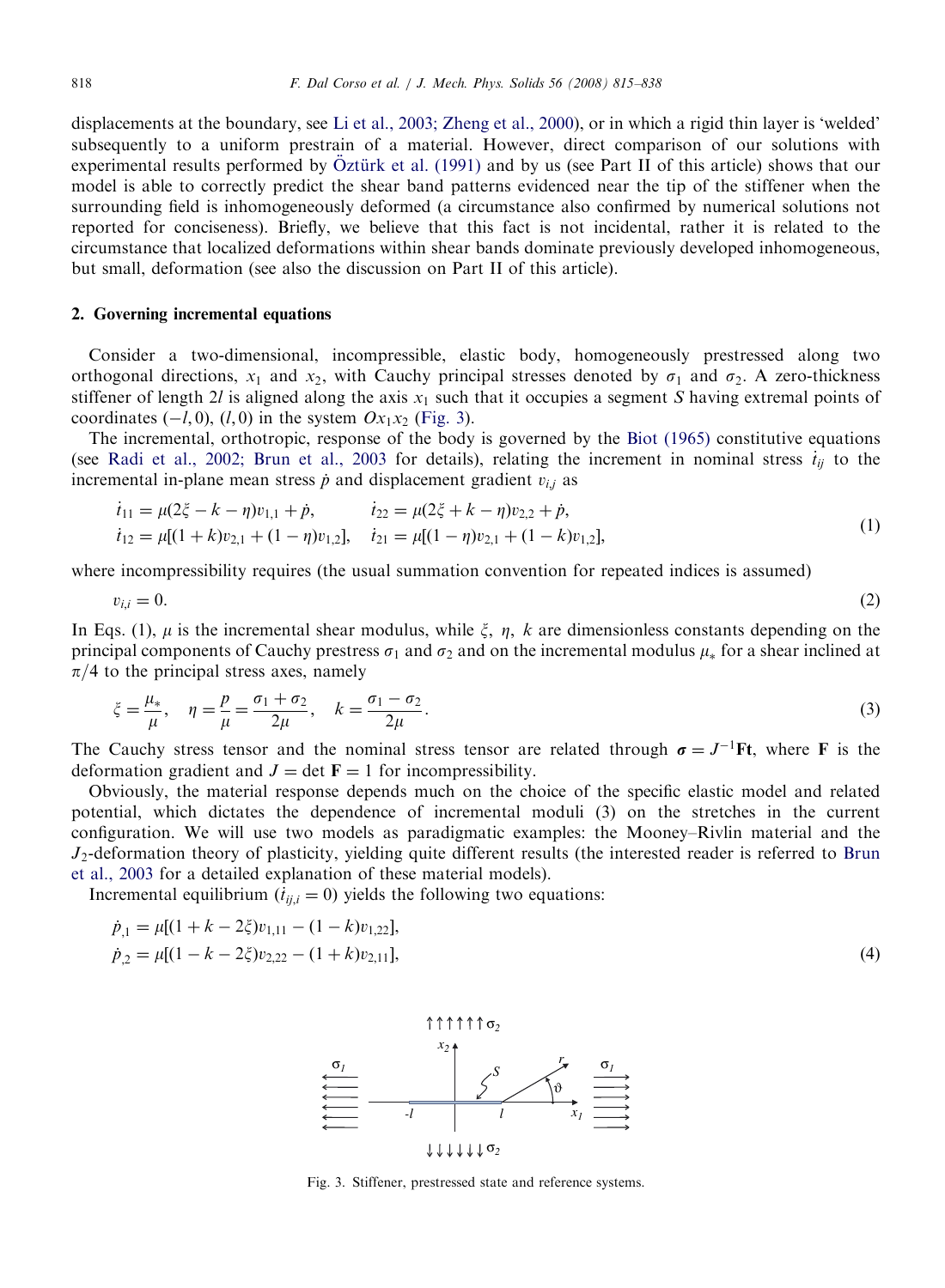displacements at the boundary, see Li et al., 2003; Zheng et al., 2000), or in which a rigid thin layer is 'welded' subsequently to a uniform prestrain of a material. However, direct comparison of our solutions with experimental results performed by Öztürk et al. (1991) and by us (see Part II of this article) shows that our model is able to correctly predict the shear band patterns evidenced near the tip of the stiffener when the surrounding field is inhomogeneously deformed (a circumstance also confirmed by numerical solutions not reported for conciseness). Briefly, we believe that this fact is not incidental, rather it is related to the circumstance that localized deformations within shear bands dominate previously developed inhomogeneous, but small, deformation (see also the discussion on Part II of this article).

## 2. Governing incremental equations

Consider a two-dimensional, incompressible, elastic body, homogeneously prestressed along two orthogonal directions, $x_1$ and $x_2$, with Cauchy principal stresses denoted by $\sigma_1$ and $\sigma_2$. A zero-thickness stiffener of length $2l$ is aligned along the axis $x_1$ such that it occupies a segment $S$ having extremal points of coordinates $(-l, 0)$, $(l, 0)$ in the system $Ox_1x_2$ (Fig. 3).

The incremental, orthotropic, response of the body is governed by the Biot (1965) constitutive equations (see Radi et al., 2002; Brun et al., 2003 for details), relating the increment in nominal stress $\dot{t}_{ij}$ to the incremental in-plane mean stress $\dot{p}$ and displacement gradient $v_{i,j}$ as

$$
\begin{aligned}
&\dot{t}_{11} = \mu(2\xi - k - \eta)v_{1,1} + \dot{p}, \qquad \dot{t}_{22} = \mu(2\xi + k - \eta)v_{2,2} + \dot{p},\\
&\dot{t}_{12} = \mu[(1 + k)v_{2,1} + (1 - \eta)v_{1,2}], \quad \dot{t}_{21} = \mu[(1 - \eta)v_{2,1} + (1 - k)v_{1,2}],
\end{aligned} \tag{1}
$$

where incompressibility requires (the usual summation convention for repeated indices is assumed)

$$
v_{i,i} = 0. \tag{2}
$$

In Eqs. (1), $\mu$ is the incremental shear modulus, while $\xi$, $\eta$, $k$ are dimensionless constants depending on the principal components of Cauchy prestress $\sigma_1$ and $\sigma_2$ and on the incremental modulus $\mu_*$ for a shear inclined at $\pi/4$ to the principal stress axes, namely

$$
\xi = \frac{\mu_*}{\mu}, \quad \eta = \frac{p}{\mu} = \frac{\sigma_1 + \sigma_2}{2\mu}, \quad k = \frac{\sigma_1 - \sigma_2}{2\mu}. \tag{3}
$$

The Cauchy stress tensor and the nominal stress tensor are related through $\boldsymbol{\sigma} = J^{-1}\mathbf{F}\mathbf{t}$, where $\mathbf{F}$ is the deformation gradient and $J = \det \mathbf{F} = 1$ for incompressibility.

Obviously, the material response depends much on the choice of the specific elastic model and related potential, which dictates the dependence of incremental moduli (3) on the stretches in the current configuration. We will use two models as paradigmatic examples: the Mooney–Rivlin material and the $J_2$-deformation theory of plasticity, yielding quite different results (the interested reader is referred to Brun et al., 2003 for a detailed explanation of these material models).

Incremental equilibrium ($\dot{t}_{ij,i} = 0$) yields the following two equations:

$$
\begin{aligned}
&\dot{p}_{,1} = \mu[(1 + k - 2\xi)v_{1,11} - (1 - k)v_{1,22}],\\
&\dot{p}_{,2} = \mu[(1 - k - 2\xi)v_{2,22} - (1 + k)v_{2,11}],
\end{aligned} \tag{4}
$$

Fig. 3. Stiffener, prestressed state and reference systems.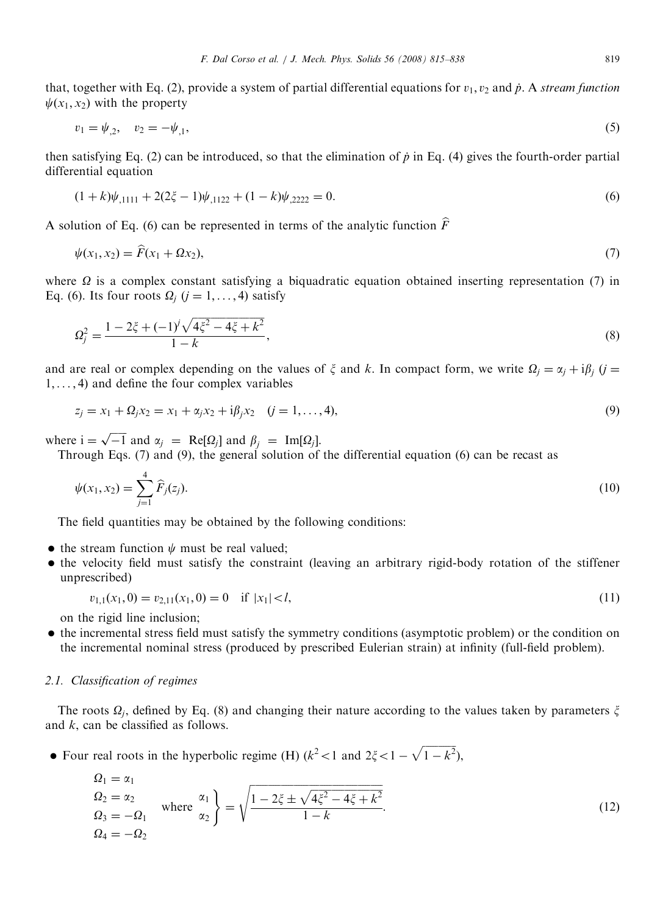that, together with Eq. (2), provide a system of partial differential equations for $v_1, v_2$ and $\dot{p}$. A *stream function* $\psi(x_1, x_2)$ with the property

$$v_1 = \psi_{,2}, \quad v_2 = -\psi_{,1}, \tag{5}$$

then satisfying Eq. (2) can be introduced, so that the elimination of $\dot{p}$ in Eq. (4) gives the fourth-order partial differential equation

$$(1+k)\psi_{,1111} + 2(2\xi - 1)\psi_{,1122} + (1-k)\psi_{,2222} = 0. \tag{6}$$

A solution of Eq. (6) can be represented in terms of the analytic function $\widehat{F}$

$$\psi(x_1, x_2) = \widehat{F}(x_1 + \Omega x_2), \tag{7}$$

where $\Omega$ is a complex constant satisfying a biquadratic equation obtained inserting representation (7) in Eq. (6). Its four roots $\Omega_j$ $(j = 1, \ldots, 4)$ satisfy

$$\Omega_j^2 = \frac{1 - 2\xi + (-1)^j \sqrt{4\xi^2 - 4\xi + k^2}}{1-k}, \tag{8}$$

and are real or complex depending on the values of $\xi$ and $k$. In compact form, we write $\Omega_j = \alpha_j + \mathrm{i}\beta_j$ $(j = 1, \ldots, 4)$ and define the four complex variables

$$z_j = x_1 + \Omega_j x_2 = x_1 + \alpha_j x_2 + \mathrm{i}\beta_j x_2 \quad (j = 1, \ldots, 4), \tag{9}$$

where $\mathrm{i} = \sqrt{-1}$ and $\alpha_j = \mathrm{Re}[\Omega_j]$ and $\beta_j = \mathrm{Im}[\Omega_j]$.

Through Eqs. (7) and (9), the general solution of the differential equation (6) can be recast as

$$\psi(x_1, x_2) = \sum_{j=1}^{4} \widehat{F}_j(z_j). \tag{10}$$

The field quantities may be obtained by the following conditions:

- the stream function $\psi$ must be real valued;
- the velocity field must satisfy the constraint (leaving an arbitrary rigid-body rotation of the stiffener unprescribed)

$$v_{1,1}(x_1, 0) = v_{2,11}(x_1, 0) = 0 \quad \text{if } |x_1| < l, \tag{11}$$

  on the rigid line inclusion;
- the incremental stress field must satisfy the symmetry conditions (asymptotic problem) or the condition on the incremental nominal stress (produced by prescribed Eulerian strain) at infinity (full-field problem).

### 2.1. Classification of regimes

The roots $\Omega_j$, defined by Eq. (8) and changing their nature according to the values taken by parameters $\xi$ and $k$, can be classified as follows.

- Four real roots in the hyperbolic regime (H) ($k^2 < 1$ and $2\xi < 1 - \sqrt{1-k^2}$),

$$\begin{aligned} \Omega_1 &= \alpha_1 \\ \Omega_2 &= \alpha_2 \\ \Omega_3 &= -\Omega_1 \\ \Omega_4 &= -\Omega_2 \end{aligned} \quad \text{where} \quad \left. \begin{aligned} \alpha_1 \\ \alpha_2 \end{aligned} \right\} = \sqrt{\frac{1 - 2\xi \pm \sqrt{4\xi^2 - 4\xi + k^2}}{1-k}}. \tag{12}$$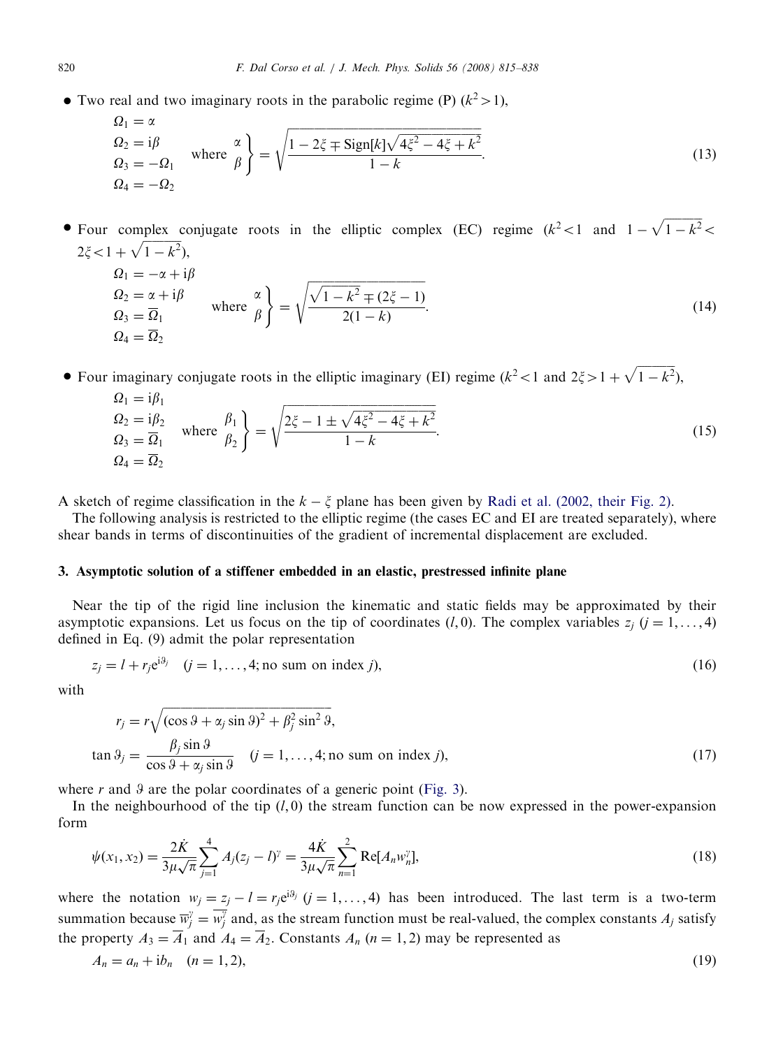- Two real and two imaginary roots in the parabolic regime (P) ($k^2 > 1$),

$$
\begin{aligned}
&\Omega_1 = \alpha \\
&\Omega_2 = \mathrm{i}\beta \\
&\Omega_3 = -\Omega_1 \\
&\Omega_4 = -\Omega_2
\end{aligned}
\quad \text{where} \quad
\left.\begin{matrix}\alpha \\ \beta\end{matrix}\right\} = \sqrt{\frac{1 - 2\xi \mp \operatorname{Sign}[k]\sqrt{4\xi^2 - 4\xi + k^2}}{1 - k}}. \tag{13}
$$

- Four complex conjugate roots in the elliptic complex (EC) regime ($k^2 < 1$ and $1 - \sqrt{1 - k^2} < 2\xi < 1 + \sqrt{1 - k^2}$),

$$
\begin{aligned}
&\Omega_1 = -\alpha + \mathrm{i}\beta \\
&\Omega_2 = \alpha + \mathrm{i}\beta \\
&\Omega_3 = \overline{\Omega}_1 \\
&\Omega_4 = \overline{\Omega}_2
\end{aligned}
\quad \text{where} \quad
\left.\begin{matrix}\alpha \\ \beta\end{matrix}\right\} = \sqrt{\frac{\sqrt{1 - k^2} \mp (2\xi - 1)}{2(1 - k)}}. \tag{14}
$$

- Four imaginary conjugate roots in the elliptic imaginary (EI) regime ($k^2 < 1$ and $2\xi > 1 + \sqrt{1 - k^2}$),

$$
\begin{aligned}
&\Omega_1 = \mathrm{i}\beta_1 \\
&\Omega_2 = \mathrm{i}\beta_2 \\
&\Omega_3 = \overline{\Omega}_1 \\
&\Omega_4 = \overline{\Omega}_2
\end{aligned}
\quad \text{where} \quad
\left.\begin{matrix}\beta_1 \\ \beta_2\end{matrix}\right\} = \sqrt{\frac{2\xi - 1 \pm \sqrt{4\xi^2 - 4\xi + k^2}}{1 - k}}. \tag{15}
$$

A sketch of regime classification in the $k - \xi$ plane has been given by Radi et al. (2002, their Fig. 2).

The following analysis is restricted to the elliptic regime (the cases EC and EI are treated separately), where shear bands in terms of discontinuities of the gradient of incremental displacement are excluded.

## 3. Asymptotic solution of a stiffener embedded in an elastic, prestressed infinite plane

Near the tip of the rigid line inclusion the kinematic and static fields may be approximated by their asymptotic expansions. Let us focus on the tip of coordinates $(l, 0)$. The complex variables $z_j$ $(j = 1, \ldots, 4)$ defined in Eq. (9) admit the polar representation

$$
z_j = l + r_j e^{\mathrm{i}\vartheta_j} \quad (j = 1, \ldots, 4; \text{no sum on index } j), \tag{16}
$$

with

$$
\begin{aligned}
r_j &= r\sqrt{(\cos\vartheta + \alpha_j \sin\vartheta)^2 + \beta_j^2 \sin^2\vartheta}, \\
\tan\vartheta_j &= \frac{\beta_j \sin\vartheta}{\cos\vartheta + \alpha_j \sin\vartheta} \quad (j = 1, \ldots, 4; \text{no sum on index } j),
\end{aligned} \tag{17}
$$

where $r$ and $\vartheta$ are the polar coordinates of a generic point (Fig. 3).

In the neighbourhood of the tip $(l, 0)$ the stream function can be now expressed in the power-expansion form

$$
\psi(x_1, x_2) = \frac{2\dot{K}}{3\mu\sqrt{\pi}} \sum_{j=1}^{4} A_j (z_j - l)^{\gamma} = \frac{4\dot{K}}{3\mu\sqrt{\pi}} \sum_{n=1}^{2} \operatorname{Re}[A_n w_n^{\gamma}], \tag{18}
$$

where the notation $w_j = z_j - l = r_j e^{\mathrm{i}\vartheta_j}$ $(j = 1, \ldots, 4)$ has been introduced. The last term is a two-term summation because $\overline{w}_j^{\gamma} = \overline{w_j^{\gamma}}$ and, as the stream function must be real-valued, the complex constants $A_j$ satisfy the property $A_3 = \overline{A}_1$ and $A_4 = \overline{A}_2$. Constants $A_n$ $(n = 1, 2)$ may be represented as

$$
A_n = a_n + \mathrm{i}b_n \quad (n = 1, 2), \tag{19}
$$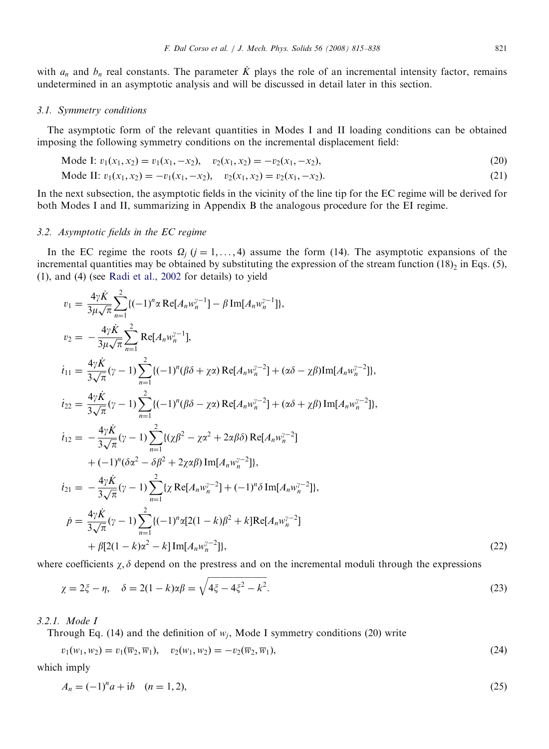with $a_n$ and $b_n$ real constants. The parameter $\dot{K}$ plays the role of an incremental intensity factor, remains undetermined in an asymptotic analysis and will be discussed in detail later in this section.

### 3.1. Symmetry conditions

The asymptotic form of the relevant quantities in Modes I and II loading conditions can be obtained imposing the following symmetry conditions on the incremental displacement field:

$$\text{Mode I: } v_1(x_1, x_2) = v_1(x_1, -x_2), \quad v_2(x_1, x_2) = -v_2(x_1, -x_2), \tag{20}$$

$$\text{Mode II: } v_1(x_1, x_2) = -v_1(x_1, -x_2), \quad v_2(x_1, x_2) = v_2(x_1, -x_2). \tag{21}$$

In the next subsection, the asymptotic fields in the vicinity of the line tip for the EC regime will be derived for both Modes I and II, summarizing in Appendix B the analogous procedure for the EI regime.

### 3.2. Asymptotic fields in the EC regime

In the EC regime the roots $\Omega_j$ $(j = 1, \ldots, 4)$ assume the form (14). The asymptotic expansions of the incremental quantities may be obtained by substituting the expression of the stream function $(18)_2$ in Eqs. (5), (1), and (4) (see Radi et al., 2002 for details) to yield

$$
\begin{aligned}
v_1 &= \frac{4\gamma\dot{K}}{3\mu\sqrt{\pi}}\sum_{n=1}^{2}\{(-1)^n\alpha\,\mathrm{Re}[A_n w_n^{\gamma-1}] - \beta\,\mathrm{Im}[A_n w_n^{\gamma-1}]\},\\
v_2 &= -\frac{4\gamma\dot{K}}{3\mu\sqrt{\pi}}\sum_{n=1}^{2}\mathrm{Re}[A_n w_n^{\gamma-1}],\\
\dot{t}_{11} &= \frac{4\gamma\dot{K}}{3\sqrt{\pi}}(\gamma-1)\sum_{n=1}^{2}\{(-1)^n(\beta\delta+\chi\alpha)\,\mathrm{Re}[A_n w_n^{\gamma-2}] + (\alpha\delta-\chi\beta)\mathrm{Im}[A_n w_n^{\gamma-2}]\},\\
\dot{t}_{22} &= \frac{4\gamma\dot{K}}{3\sqrt{\pi}}(\gamma-1)\sum_{n=1}^{2}\{(-1)^n(\beta\delta-\chi\alpha)\,\mathrm{Re}[A_n w_n^{\gamma-2}] + (\alpha\delta+\chi\beta)\,\mathrm{Im}[A_n w_n^{\gamma-2}]\},\\
\dot{t}_{12} &= -\frac{4\gamma\dot{K}}{3\sqrt{\pi}}(\gamma-1)\sum_{n=1}^{2}\{(\chi\beta^2-\chi\alpha^2+2\alpha\beta\delta)\,\mathrm{Re}[A_n w_n^{\gamma-2}]\\
&\quad + (-1)^n(\delta\alpha^2-\delta\beta^2+2\chi\alpha\beta)\,\mathrm{Im}[A_n w_n^{\gamma-2}]\},\\
\dot{t}_{21} &= -\frac{4\gamma\dot{K}}{3\sqrt{\pi}}(\gamma-1)\sum_{n=1}^{2}\{\chi\,\mathrm{Re}[A_n w_n^{\gamma-2}] + (-1)^n\delta\,\mathrm{Im}[A_n w_n^{\gamma-2}]\},\\
\dot{p} &= \frac{4\gamma\dot{K}}{3\sqrt{\pi}}(\gamma-1)\sum_{n=1}^{2}\{(-1)^n\alpha[2(1-k)\beta^2+k]\mathrm{Re}[A_n w_n^{\gamma-2}]\\
&\quad + \beta[2(1-k)\alpha^2-k]\,\mathrm{Im}[A_n w_n^{\gamma-2}]\},
\end{aligned}
\tag{22}
$$

where coefficients $\chi, \delta$ depend on the prestress and on the incremental moduli through the expressions

$$\chi = 2\xi - \eta, \quad \delta = 2(1-k)\alpha\beta = \sqrt{4\xi - 4\xi^2 - k^2}. \tag{23}$$

#### 3.2.1. Mode I

Through Eq. (14) and the definition of $w_j$, Mode I symmetry conditions (20) write

$$v_1(w_1, w_2) = v_1(\overline{w}_2, \overline{w}_1), \quad v_2(w_1, w_2) = -v_2(\overline{w}_2, \overline{w}_1), \tag{24}$$

which imply

$$A_n = (-1)^n a + \mathrm{i}b \quad (n = 1, 2), \tag{25}$$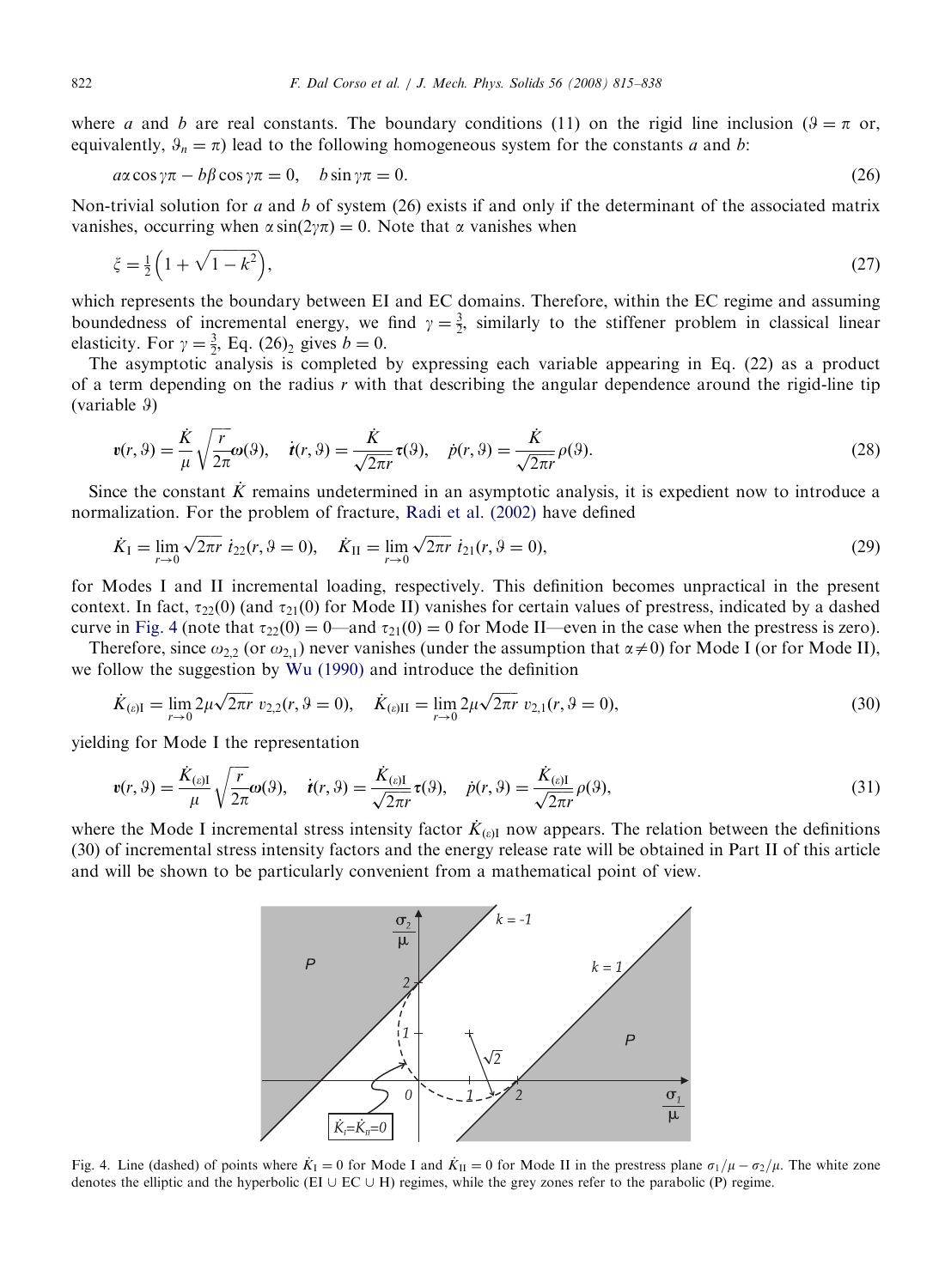where $a$ and $b$ are real constants. The boundary conditions (11) on the rigid line inclusion ($\vartheta = \pi$ or, equivalently, $\vartheta_n = \pi$) lead to the following homogeneous system for the constants $a$ and $b$:

$$a\alpha \cos \gamma\pi - b\beta \cos \gamma\pi = 0, \quad b \sin \gamma\pi = 0. \tag{26}$$

Non-trivial solution for $a$ and $b$ of system (26) exists if and only if the determinant of the associated matrix vanishes, occurring when $\alpha \sin(2\gamma\pi) = 0$. Note that $\alpha$ vanishes when

$$\xi = \frac{1}{2}\left(1 + \sqrt{1 - k^2}\right), \tag{27}$$

which represents the boundary between EI and EC domains. Therefore, within the EC regime and assuming boundedness of incremental energy, we find $\gamma = \frac{3}{2}$, similarly to the stiffener problem in classical linear elasticity. For $\gamma = \frac{3}{2}$, Eq. $(26)_2$ gives $b = 0$.

The asymptotic analysis is completed by expressing each variable appearing in Eq. (22) as a product of a term depending on the radius $r$ with that describing the angular dependence around the rigid-line tip (variable $\vartheta$)

$$\boldsymbol{v}(r, \vartheta) = \frac{\dot{K}}{\mu}\sqrt{\frac{r}{2\pi}}\boldsymbol{\omega}(\vartheta), \quad \dot{\boldsymbol{t}}(r, \vartheta) = \frac{\dot{K}}{\sqrt{2\pi r}}\boldsymbol{\tau}(\vartheta), \quad \dot{p}(r, \vartheta) = \frac{\dot{K}}{\sqrt{2\pi r}}\rho(\vartheta). \tag{28}$$

Since the constant $\dot{K}$ remains undetermined in an asymptotic analysis, it is expedient now to introduce a normalization. For the problem of fracture, Radi et al. (2002) have defined

$$\dot{K}_{\mathrm{I}} = \lim_{r \to 0} \sqrt{2\pi r}\ \dot{t}_{22}(r, \vartheta = 0), \quad \dot{K}_{\mathrm{II}} = \lim_{r \to 0} \sqrt{2\pi r}\ \dot{t}_{21}(r, \vartheta = 0), \tag{29}$$

for Modes I and II incremental loading, respectively. This definition becomes unpractical in the present context. In fact, $\tau_{22}(0)$ (and $\tau_{21}(0)$ for Mode II) vanishes for certain values of prestress, indicated by a dashed curve in Fig. 4 (note that $\tau_{22}(0) = 0$—and $\tau_{21}(0) = 0$ for Mode II—even in the case when the prestress is zero).

Therefore, since $\omega_{2,2}$ (or $\omega_{2,1}$) never vanishes (under the assumption that $\alpha \neq 0$) for Mode I (or for Mode II), we follow the suggestion by Wu (1990) and introduce the definition

$$\dot{K}_{(\varepsilon)\mathrm{I}} = \lim_{r \to 0} 2\mu\sqrt{2\pi r}\ v_{2,2}(r, \vartheta = 0), \quad \dot{K}_{(\varepsilon)\mathrm{II}} = \lim_{r \to 0} 2\mu\sqrt{2\pi r}\ v_{2,1}(r, \vartheta = 0), \tag{30}$$

yielding for Mode I the representation

$$\boldsymbol{v}(r, \vartheta) = \frac{\dot{K}_{(\varepsilon)\mathrm{I}}}{\mu}\sqrt{\frac{r}{2\pi}}\boldsymbol{\omega}(\vartheta), \quad \dot{\boldsymbol{t}}(r, \vartheta) = \frac{\dot{K}_{(\varepsilon)\mathrm{I}}}{\sqrt{2\pi r}}\boldsymbol{\tau}(\vartheta), \quad \dot{p}(r, \vartheta) = \frac{\dot{K}_{(\varepsilon)\mathrm{I}}}{\sqrt{2\pi r}}\rho(\vartheta), \tag{31}$$

where the Mode I incremental stress intensity factor $\dot{K}_{(\varepsilon)\mathrm{I}}$ now appears. The relation between the definitions (30) of incremental stress intensity factors and the energy release rate will be obtained in Part II of this article and will be shown to be particularly convenient from a mathematical point of view.

Fig. 4. Line (dashed) of points where $\dot{K}_{\mathrm{I}} = 0$ for Mode I and $\dot{K}_{\mathrm{II}} = 0$ for Mode II in the prestress plane $\sigma_1/\mu - \sigma_2/\mu$. The white zone denotes the elliptic and the hyperbolic (EI ∪ EC ∪ H) regimes, while the grey zones refer to the parabolic (P) regime.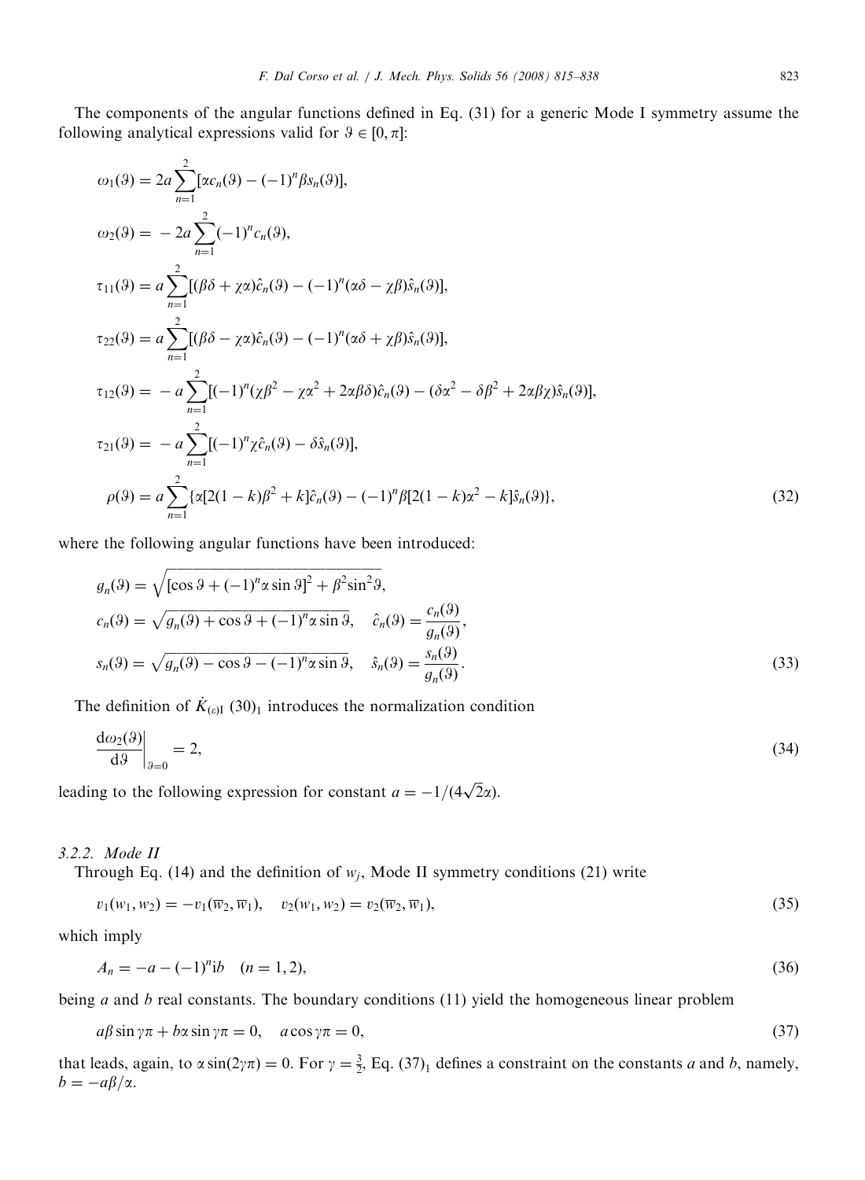The components of the angular functions defined in Eq. (31) for a generic Mode I symmetry assume the following analytical expressions valid for $\vartheta \in [0, \pi]$:

$$
\begin{aligned}
\omega_1(\vartheta) &= 2a\sum_{n=1}^{2}[\alpha c_n(\vartheta) - (-1)^n \beta s_n(\vartheta)],\\
\omega_2(\vartheta) &= -2a\sum_{n=1}^{2}(-1)^n c_n(\vartheta),\\
\tau_{11}(\vartheta) &= a\sum_{n=1}^{2}[(\beta\delta + \chi\alpha)\hat{c}_n(\vartheta) - (-1)^n(\alpha\delta - \chi\beta)\hat{s}_n(\vartheta)],\\
\tau_{22}(\vartheta) &= a\sum_{n=1}^{2}[(\beta\delta - \chi\alpha)\hat{c}_n(\vartheta) - (-1)^n(\alpha\delta + \chi\beta)\hat{s}_n(\vartheta)],\\
\tau_{12}(\vartheta) &= -a\sum_{n=1}^{2}[(-1)^n(\chi\beta^2 - \chi\alpha^2 + 2\alpha\beta\delta)\hat{c}_n(\vartheta) - (\delta\alpha^2 - \delta\beta^2 + 2\alpha\beta\chi)\hat{s}_n(\vartheta)],\\
\tau_{21}(\vartheta) &= -a\sum_{n=1}^{2}[(-1)^n\chi\hat{c}_n(\vartheta) - \delta\hat{s}_n(\vartheta)],\\
\rho(\vartheta) &= a\sum_{n=1}^{2}\{\alpha[2(1-k)\beta^2 + k]\hat{c}_n(\vartheta) - (-1)^n\beta[2(1-k)\alpha^2 - k]\hat{s}_n(\vartheta)\},
\end{aligned}
\tag{32}
$$

where the following angular functions have been introduced:

$$
\begin{aligned}
g_n(\vartheta) &= \sqrt{[\cos\vartheta + (-1)^n\alpha\sin\vartheta]^2 + \beta^2\sin^2\vartheta},\\
c_n(\vartheta) &= \sqrt{g_n(\vartheta) + \cos\vartheta + (-1)^n\alpha\sin\vartheta}, \quad \hat{c}_n(\vartheta) = \frac{c_n(\vartheta)}{g_n(\vartheta)},\\
s_n(\vartheta) &= \sqrt{g_n(\vartheta) - \cos\vartheta - (-1)^n\alpha\sin\vartheta}, \quad \hat{s}_n(\vartheta) = \frac{s_n(\vartheta)}{g_n(\vartheta)}.
\end{aligned}
\tag{33}
$$

The definition of $\dot{K}_{(\varepsilon)\mathrm{I}}$ $(30)_1$ introduces the normalization condition

$$
\left.\frac{\mathrm{d}\omega_2(\vartheta)}{\mathrm{d}\vartheta}\right|_{\vartheta=0} = 2,
\tag{34}
$$

leading to the following expression for constant $a = -1/(4\sqrt{2}\alpha)$.

### 3.2.2. Mode II

Through Eq. (14) and the definition of $w_j$, Mode II symmetry conditions (21) write

$$
v_1(w_1, w_2) = -v_1(\overline{w}_2, \overline{w}_1), \quad v_2(w_1, w_2) = v_2(\overline{w}_2, \overline{w}_1),
\tag{35}
$$

which imply

$$
A_n = -a - (-1)^n \mathrm{i}b \quad (n = 1, 2),
\tag{36}
$$

being $a$ and $b$ real constants. The boundary conditions (11) yield the homogeneous linear problem

$$
a\beta\sin\gamma\pi + b\alpha\sin\gamma\pi = 0, \quad a\cos\gamma\pi = 0,
\tag{37}
$$

that leads, again, to $\alpha\sin(2\gamma\pi) = 0$. For $\gamma = \frac{3}{2}$, Eq. $(37)_1$ defines a constraint on the constants $a$ and $b$, namely, $b = -a\beta/\alpha$.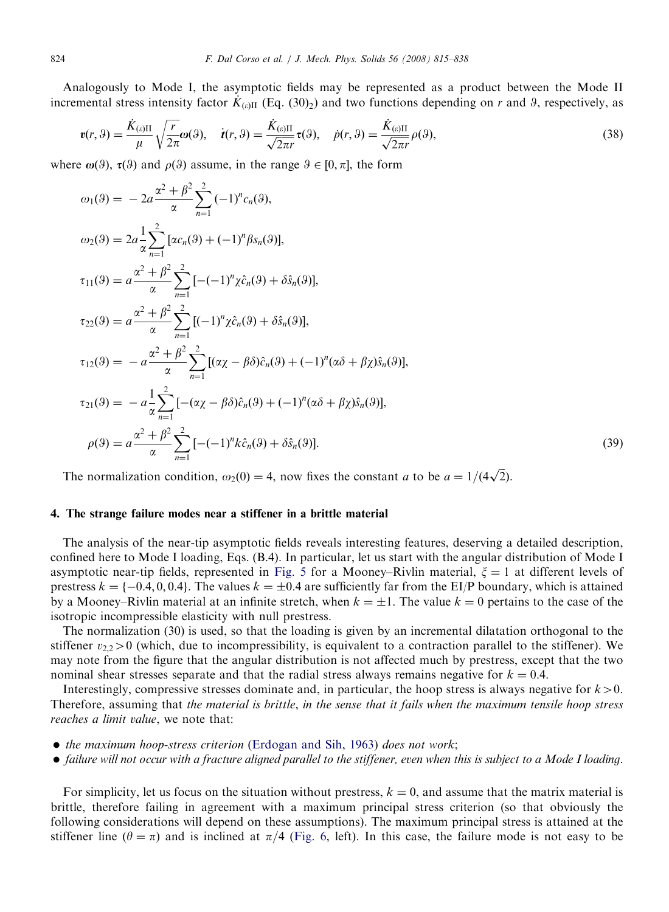Analogously to Mode I, the asymptotic fields may be represented as a product between the Mode II incremental stress intensity factor $\dot{K}_{(\varepsilon)\mathrm{II}}$ (Eq. (30)$_2$) and two functions depending on $r$ and $\vartheta$, respectively, as

$$
\boldsymbol{v}(r,\vartheta) = \frac{\dot{K}_{(\varepsilon)\mathrm{II}}}{\mu}\sqrt{\frac{r}{2\pi}}\boldsymbol{\omega}(\vartheta), \quad \dot{\boldsymbol{t}}(r,\vartheta) = \frac{\dot{K}_{(\varepsilon)\mathrm{II}}}{\sqrt{2\pi r}}\boldsymbol{\tau}(\vartheta), \quad \dot{p}(r,\vartheta) = \frac{\dot{K}_{(\varepsilon)\mathrm{II}}}{\sqrt{2\pi r}}\rho(\vartheta), \tag{38}
$$

where $\boldsymbol{\omega}(\vartheta)$, $\boldsymbol{\tau}(\vartheta)$ and $\rho(\vartheta)$ assume, in the range $\vartheta \in [0, \pi]$, the form

$$
\begin{aligned}
\omega_1(\vartheta) &= -2a\frac{\alpha^2+\beta^2}{\alpha}\sum_{n=1}^{2}(-1)^n c_n(\vartheta),\\
\omega_2(\vartheta) &= 2a\frac{1}{\alpha}\sum_{n=1}^{2}[\alpha c_n(\vartheta) + (-1)^n\beta s_n(\vartheta)],\\
\tau_{11}(\vartheta) &= a\frac{\alpha^2+\beta^2}{\alpha}\sum_{n=1}^{2}[-(-1)^n\chi\hat{c}_n(\vartheta) + \delta\hat{s}_n(\vartheta)],\\
\tau_{22}(\vartheta) &= a\frac{\alpha^2+\beta^2}{\alpha}\sum_{n=1}^{2}[(-1)^n\chi\hat{c}_n(\vartheta) + \delta\hat{s}_n(\vartheta)],\\
\tau_{12}(\vartheta) &= -a\frac{\alpha^2+\beta^2}{\alpha}\sum_{n=1}^{2}[(\alpha\chi-\beta\delta)\hat{c}_n(\vartheta) + (-1)^n(\alpha\delta+\beta\chi)\hat{s}_n(\vartheta)],\\
\tau_{21}(\vartheta) &= -a\frac{1}{\alpha}\sum_{n=1}^{2}[-(\alpha\chi-\beta\delta)\hat{c}_n(\vartheta) + (-1)^n(\alpha\delta+\beta\chi)\hat{s}_n(\vartheta)],\\
\rho(\vartheta) &= a\frac{\alpha^2+\beta^2}{\alpha}\sum_{n=1}^{2}[-(-1)^n k\hat{c}_n(\vartheta) + \delta\hat{s}_n(\vartheta)].
\end{aligned} \tag{39}
$$

The normalization condition, $\omega_2(0) = 4$, now fixes the constant $a$ to be $a = 1/(4\sqrt{2})$.

## 4. The strange failure modes near a stiffener in a brittle material

The analysis of the near-tip asymptotic fields reveals interesting features, deserving a detailed description, confined here to Mode I loading, Eqs. (B.4). In particular, let us start with the angular distribution of Mode I asymptotic near-tip fields, represented in Fig. 5 for a Mooney–Rivlin material, $\xi = 1$ at different levels of prestress $k = \{-0.4, 0, 0.4\}$. The values $k = \pm 0.4$ are sufficiently far from the EI/P boundary, which is attained by a Mooney–Rivlin material at an infinite stretch, when $k = \pm 1$. The value $k = 0$ pertains to the case of the isotropic incompressible elasticity with null prestress.

The normalization (30) is used, so that the loading is given by an incremental dilatation orthogonal to the stiffener $v_{2,2} > 0$ (which, due to incompressibility, is equivalent to a contraction parallel to the stiffener). We may note from the figure that the angular distribution is not affected much by prestress, except that the two nominal shear stresses separate and that the radial stress always remains negative for $k = 0.4$.

Interestingly, compressive stresses dominate and, in particular, the hoop stress is always negative for $k > 0$. Therefore, assuming that *the material is brittle, in the sense that it fails when the maximum tensile hoop stress reaches a limit value*, we note that:

- *the maximum hoop-stress criterion* (Erdogan and Sih, 1963) *does not work*;
- *failure will not occur with a fracture aligned parallel to the stiffener, even when this is subject to a Mode I loading.*

For simplicity, let us focus on the situation without prestress, $k = 0$, and assume that the matrix material is brittle, therefore failing in agreement with a maximum principal stress criterion (so that obviously the following considerations will depend on these assumptions). The maximum principal stress is attained at the stiffener line ($\theta = \pi$) and is inclined at $\pi/4$ (Fig. 6, left). In this case, the failure mode is not easy to be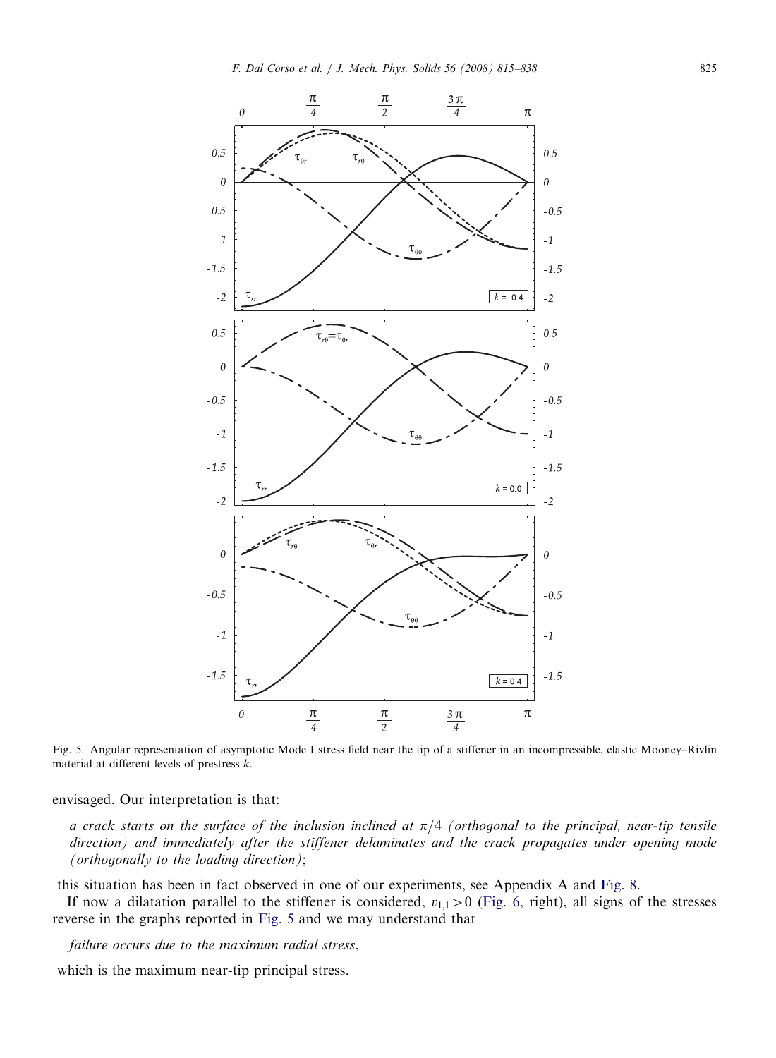Fig. 5. Angular representation of asymptotic Mode I stress field near the tip of a stiffener in an incompressible, elastic Mooney–Rivlin material at different levels of prestress $k$.

envisaged. Our interpretation is that:

> *a crack starts on the surface of the inclusion inclined at $\pi/4$ (orthogonal to the principal, near-tip tensile direction) and immediately after the stiffener delaminates and the crack propagates under opening mode (orthogonally to the loading direction)*;

this situation has been in fact observed in one of our experiments, see Appendix A and Fig. 8.

If now a dilatation parallel to the stiffener is considered, $v_{1,1} > 0$ (Fig. 6, right), all signs of the stresses reverse in the graphs reported in Fig. 5 and we may understand that

> *failure occurs due to the maximum radial stress*,

which is the maximum near-tip principal stress.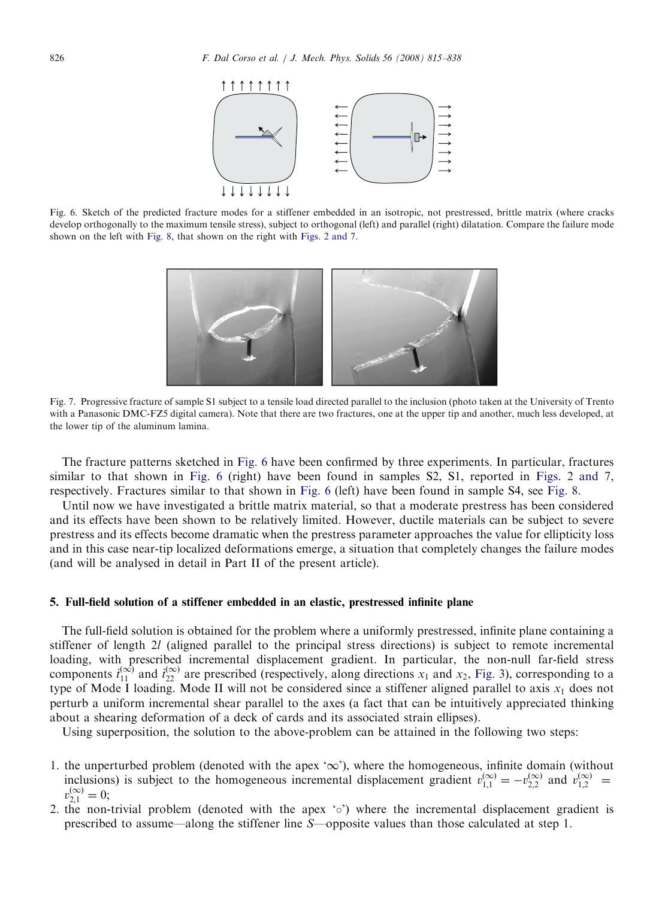Fig. 6. Sketch of the predicted fracture modes for a stiffener embedded in an isotropic, not prestressed, brittle matrix (where cracks develop orthogonally to the maximum tensile stress), subject to orthogonal (left) and parallel (right) dilatation. Compare the failure mode shown on the left with Fig. 8, that shown on the right with Figs. 2 and 7.

Fig. 7. Progressive fracture of sample S1 subject to a tensile load directed parallel to the inclusion (photo taken at the University of Trento with a Panasonic DMC-FZ5 digital camera). Note that there are two fractures, one at the upper tip and another, much less developed, at the lower tip of the aluminum lamina.

The fracture patterns sketched in Fig. 6 have been confirmed by three experiments. In particular, fractures similar to that shown in Fig. 6 (right) have been found in samples S2, S1, reported in Figs. 2 and 7, respectively. Fractures similar to that shown in Fig. 6 (left) have been found in sample S4, see Fig. 8.

Until now we have investigated a brittle matrix material, so that a moderate prestress has been considered and its effects have been shown to be relatively limited. However, ductile materials can be subject to severe prestress and its effects become dramatic when the prestress parameter approaches the value for ellipticity loss and in this case near-tip localized deformations emerge, a situation that completely changes the failure modes (and will be analysed in detail in Part II of the present article).

## 5. Full-field solution of a stiffener embedded in an elastic, prestressed infinite plane

The full-field solution is obtained for the problem where a uniformly prestressed, infinite plane containing a stiffener of length $2l$ (aligned parallel to the principal stress directions) is subject to remote incremental loading, with prescribed incremental displacement gradient. In particular, the non-null far-field stress components $\dot{t}_{11}^{(\infty)}$ and $\dot{t}_{22}^{(\infty)}$ are prescribed (respectively, along directions $x_1$ and $x_2$, Fig. 3), corresponding to a type of Mode I loading. Mode II will not be considered since a stiffener aligned parallel to axis $x_1$ does not perturb a uniform incremental shear parallel to the axes (a fact that can be intuitively appreciated thinking about a shearing deformation of a deck of cards and its associated strain ellipses).

Using superposition, the solution to the above-problem can be attained in the following two steps:

1. the unperturbed problem (denoted with the apex '$\infty$'), where the homogeneous, infinite domain (without inclusions) is subject to the homogeneous incremental displacement gradient $v_{1,1}^{(\infty)} = -v_{2,2}^{(\infty)}$ and $v_{1,2}^{(\infty)} = v_{2,1}^{(\infty)} = 0$;
2. the non-trivial problem (denoted with the apex '$\circ$') where the incremental displacement gradient is prescribed to assume—along the stiffener line $S$—opposite values than those calculated at step 1.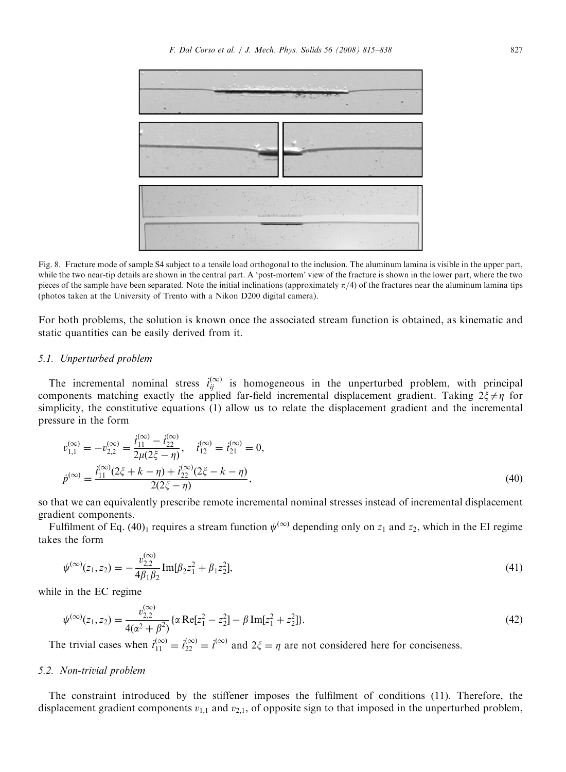Fig. 8. Fracture mode of sample S4 subject to a tensile load orthogonal to the inclusion. The aluminum lamina is visible in the upper part, while the two near-tip details are shown in the central part. A 'post-mortem' view of the fracture is shown in the lower part, where the two pieces of the sample have been separated. Note the initial inclinations (approximately $\pi/4$) of the fractures near the aluminum lamina tips (photos taken at the University of Trento with a Nikon D200 digital camera).

For both problems, the solution is known once the associated stream function is obtained, as kinematic and static quantities can be easily derived from it.

### 5.1. Unperturbed problem

The incremental nominal stress $\dot{t}_{ij}^{(\infty)}$ is homogeneous in the unperturbed problem, with principal components matching exactly the applied far-field incremental displacement gradient. Taking $2\xi \neq \eta$ for simplicity, the constitutive equations (1) allow us to relate the displacement gradient and the incremental pressure in the form

$$
\begin{aligned}
v_{1,1}^{(\infty)} &= -v_{2,2}^{(\infty)} = \frac{\dot{t}_{11}^{(\infty)} - \dot{t}_{22}^{(\infty)}}{2\mu(2\xi - \eta)}, \quad \dot{t}_{12}^{(\infty)} = \dot{t}_{21}^{(\infty)} = 0, \\
\dot{p}^{(\infty)} &= \frac{\dot{t}_{11}^{(\infty)}(2\xi + k - \eta) + \dot{t}_{22}^{(\infty)}(2\xi - k - \eta)}{2(2\xi - \eta)},
\end{aligned} \tag{40}
$$

so that we can equivalently prescribe remote incremental nominal stresses instead of incremental displacement gradient components.

Fulfilment of Eq. $(40)_1$ requires a stream function $\psi^{(\infty)}$ depending only on $z_1$ and $z_2$, which in the EI regime takes the form

$$
\psi^{(\infty)}(z_1, z_2) = -\frac{v_{2,2}^{(\infty)}}{4\beta_1\beta_2} \mathrm{Im}[\beta_2 z_1^2 + \beta_1 z_2^2], \tag{41}
$$

while in the EC regime

$$
\psi^{(\infty)}(z_1, z_2) = \frac{v_{2,2}^{(\infty)}}{4(\alpha^2 + \beta^2)} \{\alpha \, \mathrm{Re}[z_1^2 - z_2^2] - \beta \, \mathrm{Im}[z_1^2 + z_2^2]\}. \tag{42}
$$

The trivial cases when $\dot{t}_{11}^{(\infty)} = \dot{t}_{22}^{(\infty)} = \dot{t}^{(\infty)}$ and $2\xi = \eta$ are not considered here for conciseness.

### 5.2. Non-trivial problem

The constraint introduced by the stiffener imposes the fulfilment of conditions (11). Therefore, the displacement gradient components $v_{1,1}$ and $v_{2,1}$, of opposite sign to that imposed in the unperturbed problem,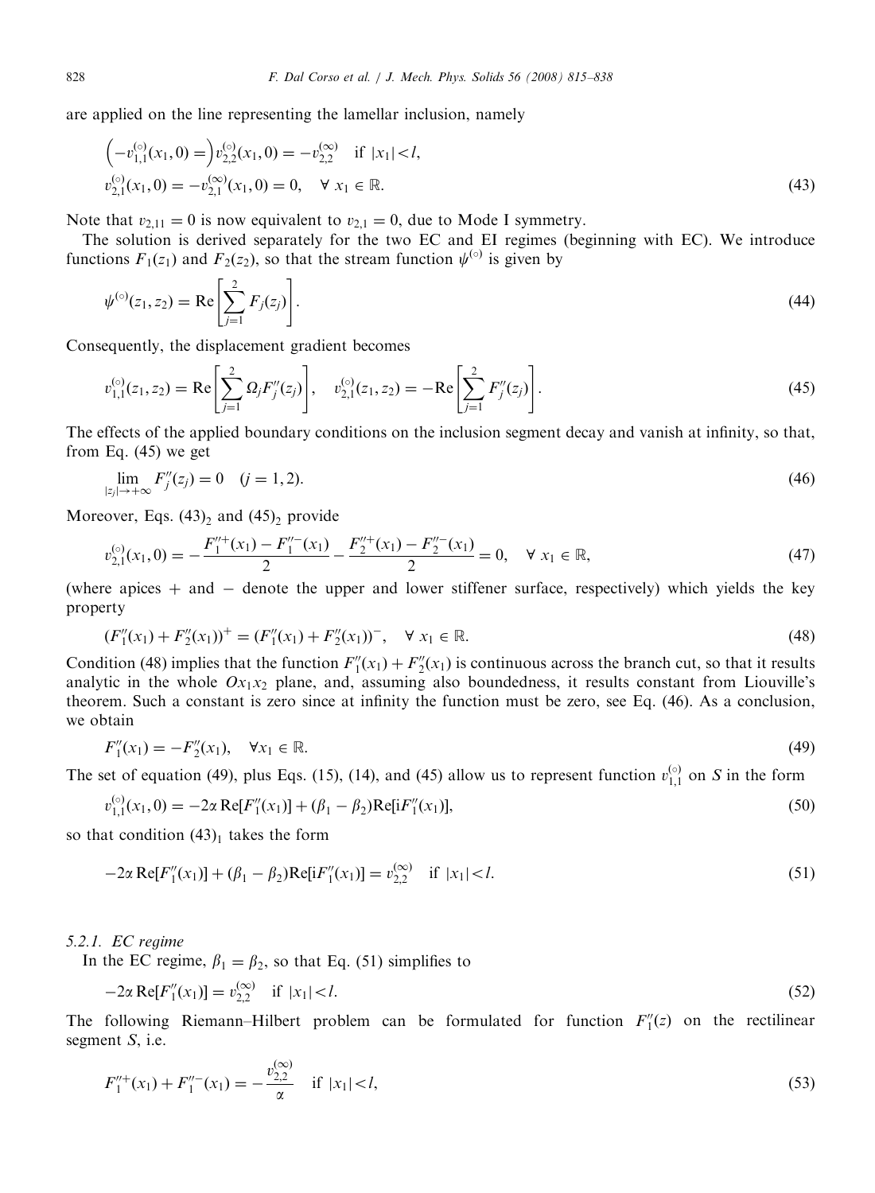are applied on the line representing the lamellar inclusion, namely

$$
\begin{aligned}
&\left(-v^{(\circ)}_{1,1}(x_1,0)=\right)v^{(\circ)}_{2,2}(x_1,0)=-v^{(\infty)}_{2,2} \quad \text{if } |x_1|<l,\\
&v^{(\circ)}_{2,1}(x_1,0)=-v^{(\infty)}_{2,1}(x_1,0)=0, \quad \forall\, x_1\in\mathbb{R}.
\end{aligned}
\tag{43}
$$

Note that $v_{2,11}=0$ is now equivalent to $v_{2,1}=0$, due to Mode I symmetry.

The solution is derived separately for the two EC and EI regimes (beginning with EC). We introduce functions $F_1(z_1)$ and $F_2(z_2)$, so that the stream function $\psi^{(\circ)}$ is given by

$$
\psi^{(\circ)}(z_1,z_2)=\mathrm{Re}\left[\sum_{j=1}^{2}F_j(z_j)\right]. \tag{44}
$$

Consequently, the displacement gradient becomes

$$
v^{(\circ)}_{1,1}(z_1,z_2)=\mathrm{Re}\left[\sum_{j=1}^{2}\Omega_j F''_j(z_j)\right], \quad v^{(\circ)}_{2,1}(z_1,z_2)=-\mathrm{Re}\left[\sum_{j=1}^{2}F''_j(z_j)\right]. \tag{45}
$$

The effects of the applied boundary conditions on the inclusion segment decay and vanish at infinity, so that, from Eq. (45) we get

$$
\lim_{|z_j|\to+\infty}F''_j(z_j)=0 \quad (j=1,2). \tag{46}
$$

Moreover, Eqs. $(43)_2$ and $(45)_2$ provide

$$
v^{(\circ)}_{2,1}(x_1,0)=-\frac{F''^{+}_1(x_1)-F''^{-}_1(x_1)}{2}-\frac{F''^{+}_2(x_1)-F''^{-}_2(x_1)}{2}=0, \quad \forall\, x_1\in\mathbb{R}, \tag{47}
$$

(where apices + and − denote the upper and lower stiffener surface, respectively) which yields the key property

$$
(F''_1(x_1)+F''_2(x_1))^{+}=(F''_1(x_1)+F''_2(x_1))^{-}, \quad \forall\, x_1\in\mathbb{R}. \tag{48}
$$

Condition (48) implies that the function $F''_1(x_1)+F''_2(x_1)$ is continuous across the branch cut, so that it results analytic in the whole $Ox_1x_2$ plane, and, assuming also boundedness, it results constant from Liouville's theorem. Such a constant is zero since at infinity the function must be zero, see Eq. (46). As a conclusion, we obtain

$$
F''_1(x_1)=-F''_2(x_1), \quad \forall x_1\in\mathbb{R}. \tag{49}
$$

The set of equation (49), plus Eqs. (15), (14), and (45) allow us to represent function $v^{(\circ)}_{1,1}$ on $S$ in the form

$$
v^{(\circ)}_{1,1}(x_1,0)=-2\alpha\,\mathrm{Re}[F''_1(x_1)]+(\beta_1-\beta_2)\mathrm{Re}[\mathrm{i}F''_1(x_1)], \tag{50}
$$

so that condition $(43)_1$ takes the form

$$
-2\alpha\,\mathrm{Re}[F''_1(x_1)]+(\beta_1-\beta_2)\mathrm{Re}[\mathrm{i}F''_1(x_1)]=v^{(\infty)}_{2,2} \quad \text{if } |x_1|<l. \tag{51}
$$

### 5.2.1. EC regime

In the EC regime, $\beta_1=\beta_2$, so that Eq. (51) simplifies to

$$
-2\alpha\,\mathrm{Re}[F''_1(x_1)]=v^{(\infty)}_{2,2} \quad \text{if } |x_1|<l. \tag{52}
$$

The following Riemann–Hilbert problem can be formulated for function $F''_1(z)$ on the rectilinear segment $S$, i.e.

$$
F''^{+}_1(x_1)+F''^{-}_1(x_1)=-\frac{v^{(\infty)}_{2,2}}{\alpha} \quad \text{if } |x_1|<l, \tag{53}
$$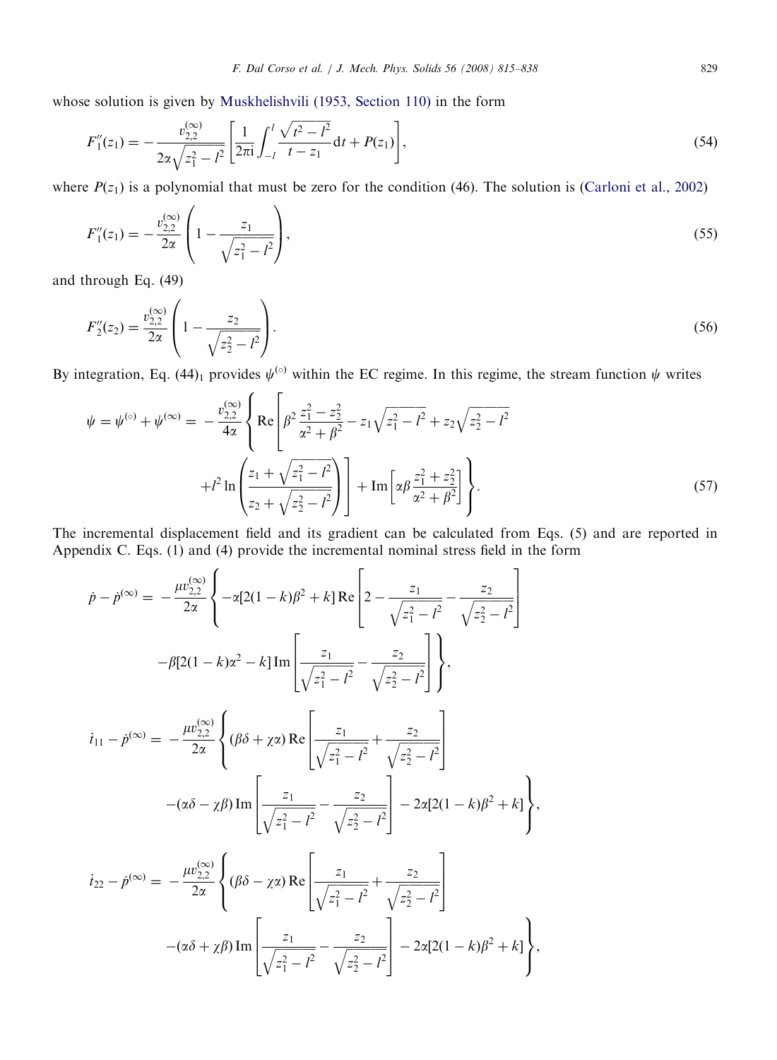whose solution is given by Muskhelishvili (1953, Section 110) in the form

$$F_1''(z_1) = -\frac{v_{2,2}^{(\infty)}}{2\alpha\sqrt{z_1^2 - l^2}} \left[ \frac{1}{2\pi \mathrm{i}} \int_{-l}^{l} \frac{\sqrt{t^2 - l^2}}{t - z_1} \mathrm{d}t + P(z_1) \right], \tag{54}$$

where $P(z_1)$ is a polynomial that must be zero for the condition (46). The solution is (Carloni et al., 2002)

$$F_1''(z_1) = -\frac{v_{2,2}^{(\infty)}}{2\alpha} \left( 1 - \frac{z_1}{\sqrt{z_1^2 - l^2}} \right), \tag{55}$$

and through Eq. (49)

$$F_2''(z_2) = \frac{v_{2,2}^{(\infty)}}{2\alpha} \left( 1 - \frac{z_2}{\sqrt{z_2^2 - l^2}} \right). \tag{56}$$

By integration, Eq. $(44)_1$ provides $\psi^{(\circ)}$ within the EC regime. In this regime, the stream function $\psi$ writes

$$\begin{aligned}
\psi = \psi^{(\circ)} + \psi^{(\infty)} = &-\frac{v_{2,2}^{(\infty)}}{4\alpha} \left\{ \mathrm{Re}\left[ \beta^2 \frac{z_1^2 - z_2^2}{\alpha^2 + \beta^2} - z_1\sqrt{z_1^2 - l^2} + z_2\sqrt{z_2^2 - l^2} \right.\right. \\
&\left.\left. + l^2 \ln\left( \frac{z_1 + \sqrt{z_1^2 - l^2}}{z_2 + \sqrt{z_2^2 - l^2}} \right) \right] + \mathrm{Im}\left[ \alpha\beta \frac{z_1^2 + z_2^2}{\alpha^2 + \beta^2} \right] \right\}.
\end{aligned} \tag{57}$$

The incremental displacement field and its gradient can be calculated from Eqs. (5) and are reported in Appendix C. Eqs. (1) and (4) provide the incremental nominal stress field in the form

$$\begin{aligned}
\dot{p} - \dot{p}^{(\infty)} = &-\frac{\mu v_{2,2}^{(\infty)}}{2\alpha} \left\{ -\alpha[2(1-k)\beta^2 + k]\,\mathrm{Re}\left[ 2 - \frac{z_1}{\sqrt{z_1^2 - l^2}} - \frac{z_2}{\sqrt{z_2^2 - l^2}} \right] \right. \\
&\left. -\beta[2(1-k)\alpha^2 - k]\,\mathrm{Im}\left[ \frac{z_1}{\sqrt{z_1^2 - l^2}} - \frac{z_2}{\sqrt{z_2^2 - l^2}} \right] \right\},
\end{aligned}$$

$$\begin{aligned}
\dot{t}_{11} - \dot{p}^{(\infty)} = &-\frac{\mu v_{2,2}^{(\infty)}}{2\alpha} \left\{ (\beta\delta + \chi\alpha)\,\mathrm{Re}\left[ \frac{z_1}{\sqrt{z_1^2 - l^2}} + \frac{z_2}{\sqrt{z_2^2 - l^2}} \right] \right. \\
&\left. -(\alpha\delta - \chi\beta)\,\mathrm{Im}\left[ \frac{z_1}{\sqrt{z_1^2 - l^2}} - \frac{z_2}{\sqrt{z_2^2 - l^2}} \right] - 2\alpha[2(1-k)\beta^2 + k] \right\},
\end{aligned}$$

$$\begin{aligned}
\dot{t}_{22} - \dot{p}^{(\infty)} = &-\frac{\mu v_{2,2}^{(\infty)}}{2\alpha} \left\{ (\beta\delta - \chi\alpha)\,\mathrm{Re}\left[ \frac{z_1}{\sqrt{z_1^2 - l^2}} + \frac{z_2}{\sqrt{z_2^2 - l^2}} \right] \right. \\
&\left. -(\alpha\delta + \chi\beta)\,\mathrm{Im}\left[ \frac{z_1}{\sqrt{z_1^2 - l^2}} - \frac{z_2}{\sqrt{z_2^2 - l^2}} \right] - 2\alpha[2(1-k)\beta^2 + k] \right\},
\end{aligned}$$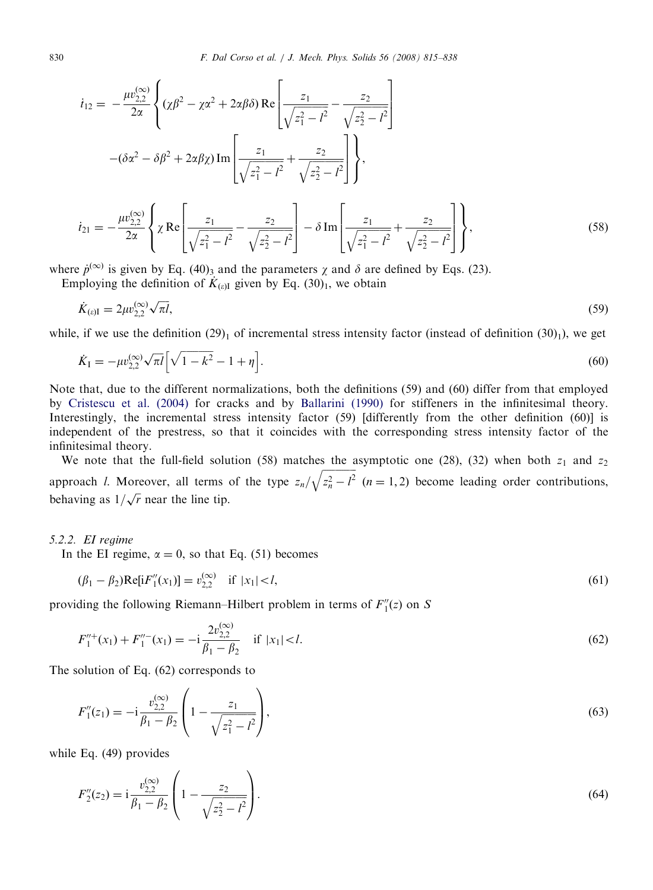$$\dot{t}_{12} = -\frac{\mu v_{2,2}^{(\infty)}}{2\alpha}\left\{(\chi\beta^2 - \chi\alpha^2 + 2\alpha\beta\delta)\,\mathrm{Re}\left[\frac{z_1}{\sqrt{z_1^2 - l^2}} - \frac{z_2}{\sqrt{z_2^2 - l^2}}\right]\right.$$
$$\left. -(\delta\alpha^2 - \delta\beta^2 + 2\alpha\beta\chi)\,\mathrm{Im}\left[\frac{z_1}{\sqrt{z_1^2 - l^2}} + \frac{z_2}{\sqrt{z_2^2 - l^2}}\right]\right\},$$

$$\dot{t}_{21} = -\frac{\mu v_{2,2}^{(\infty)}}{2\alpha}\left\{\chi\,\mathrm{Re}\left[\frac{z_1}{\sqrt{z_1^2 - l^2}} - \frac{z_2}{\sqrt{z_2^2 - l^2}}\right] - \delta\,\mathrm{Im}\left[\frac{z_1}{\sqrt{z_1^2 - l^2}} + \frac{z_2}{\sqrt{z_2^2 - l^2}}\right]\right\}, \tag{58}$$

where $\dot{p}^{(\infty)}$ is given by Eq. $(40)_3$ and the parameters $\chi$ and $\delta$ are defined by Eqs. (23).

Employing the definition of $\dot{K}_{(\varepsilon)\mathrm{I}}$ given by Eq. $(30)_1$, we obtain

$$\dot{K}_{(\varepsilon)\mathrm{I}} = 2\mu v_{2,2}^{(\infty)}\sqrt{\pi l}, \tag{59}$$

while, if we use the definition $(29)_1$ of incremental stress intensity factor (instead of definition $(30)_1$), we get

$$\dot{K}_{\mathrm{I}} = -\mu v_{2,2}^{(\infty)}\sqrt{\pi l}\left[\sqrt{1-k^2} - 1 + \eta\right]. \tag{60}$$

Note that, due to the different normalizations, both the definitions (59) and (60) differ from that employed by Cristescu et al. (2004) for cracks and by Ballarini (1990) for stiffeners in the infinitesimal theory. Interestingly, the incremental stress intensity factor (59) [differently from the other definition (60)] is independent of the prestress, so that it coincides with the corresponding stress intensity factor of the infinitesimal theory.

We note that the full-field solution (58) matches the asymptotic one (28), (32) when both $z_1$ and $z_2$ approach $l$. Moreover, all terms of the type $z_n/\sqrt{z_n^2 - l^2}$ $(n = 1, 2)$ become leading order contributions, behaving as $1/\sqrt{r}$ near the line tip.

#### 5.2.2. EI regime

In the EI regime, $\alpha = 0$, so that Eq. (51) becomes

$$(\beta_1 - \beta_2)\mathrm{Re}[\mathrm{i}F_1''(x_1)] = v_{2,2}^{(\infty)} \quad \text{if } |x_1| < l, \tag{61}$$

providing the following Riemann–Hilbert problem in terms of $F_1''(z)$ on $S$

$$F_1''^{+}(x_1) + F_1''^{-}(x_1) = -\mathrm{i}\frac{2v_{2,2}^{(\infty)}}{\beta_1 - \beta_2} \quad \text{if } |x_1| < l. \tag{62}$$

The solution of Eq. (62) corresponds to

$$F_1''(z_1) = -\mathrm{i}\frac{v_{2,2}^{(\infty)}}{\beta_1 - \beta_2}\left(1 - \frac{z_1}{\sqrt{z_1^2 - l^2}}\right), \tag{63}$$

while Eq. (49) provides

$$F_2''(z_2) = \mathrm{i}\frac{v_{2,2}^{(\infty)}}{\beta_1 - \beta_2}\left(1 - \frac{z_2}{\sqrt{z_2^2 - l^2}}\right). \tag{64}$$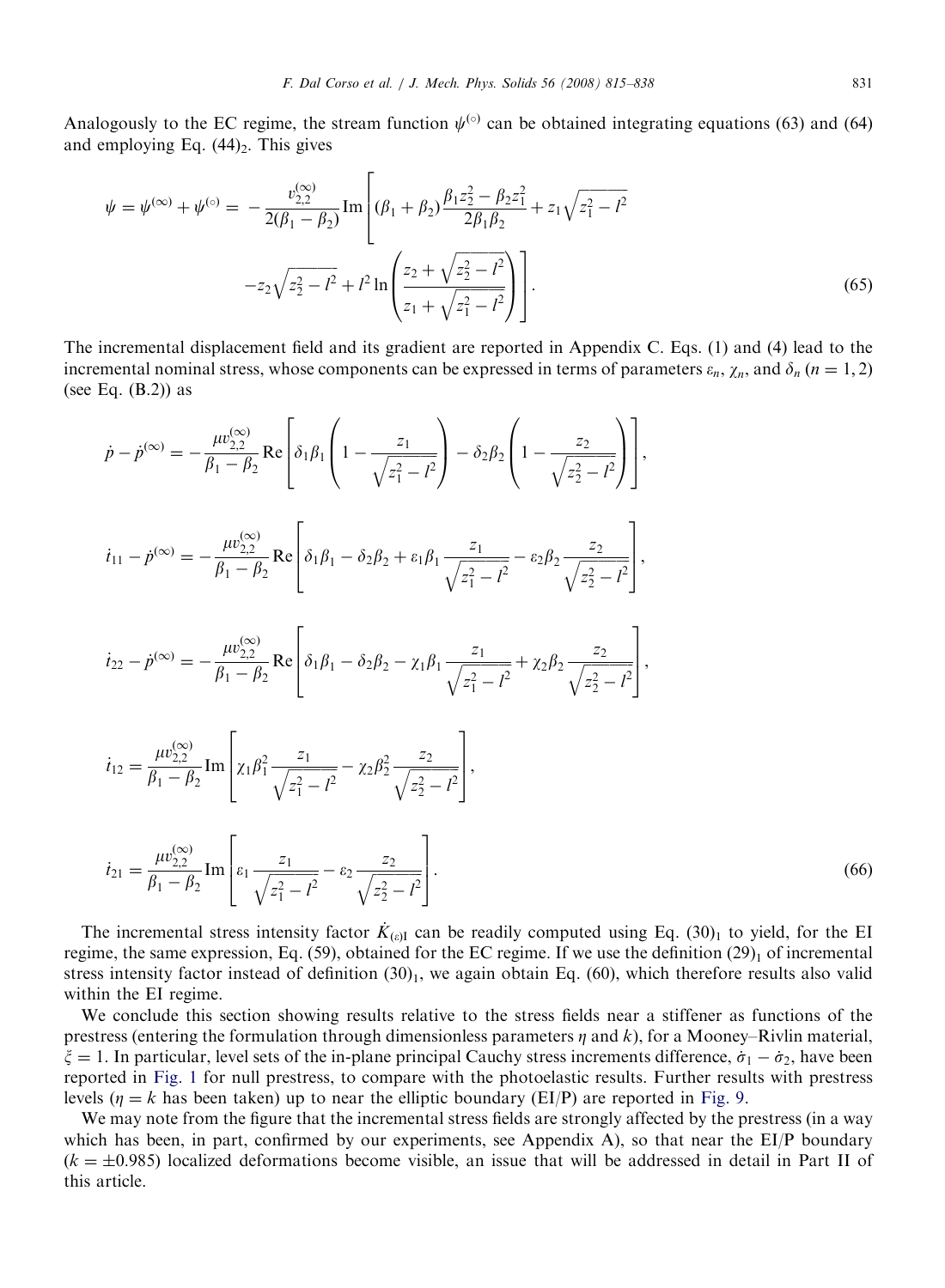Analogously to the EC regime, the stream function $\psi^{(\circ)}$ can be obtained integrating equations (63) and (64) and employing Eq. $(44)_2$. This gives

$$
\psi = \psi^{(\infty)} + \psi^{(\circ)} = -\frac{v_{2,2}^{(\infty)}}{2(\beta_1 - \beta_2)} \mathrm{Im}\left[ (\beta_1 + \beta_2)\frac{\beta_1 z_2^2 - \beta_2 z_1^2}{2\beta_1\beta_2} + z_1\sqrt{z_1^2 - l^2} - z_2\sqrt{z_2^2 - l^2} + l^2 \ln\left( \frac{z_2 + \sqrt{z_2^2 - l^2}}{z_1 + \sqrt{z_1^2 - l^2}} \right) \right]. \tag{65}
$$

The incremental displacement field and its gradient are reported in Appendix C. Eqs. (1) and (4) lead to the incremental nominal stress, whose components can be expressed in terms of parameters $\varepsilon_n$, $\chi_n$, and $\delta_n$ ($n = 1, 2$) (see Eq. (B.2)) as

$$
\dot{p} - \dot{p}^{(\infty)} = -\frac{\mu v_{2,2}^{(\infty)}}{\beta_1 - \beta_2} \mathrm{Re}\left[ \delta_1\beta_1\left(1 - \frac{z_1}{\sqrt{z_1^2 - l^2}}\right) - \delta_2\beta_2\left(1 - \frac{z_2}{\sqrt{z_2^2 - l^2}}\right) \right],
$$

$$
\dot{t}_{11} - \dot{p}^{(\infty)} = -\frac{\mu v_{2,2}^{(\infty)}}{\beta_1 - \beta_2} \mathrm{Re}\left[ \delta_1\beta_1 - \delta_2\beta_2 + \varepsilon_1\beta_1\frac{z_1}{\sqrt{z_1^2 - l^2}} - \varepsilon_2\beta_2\frac{z_2}{\sqrt{z_2^2 - l^2}} \right],
$$

$$
\dot{t}_{22} - \dot{p}^{(\infty)} = -\frac{\mu v_{2,2}^{(\infty)}}{\beta_1 - \beta_2} \mathrm{Re}\left[ \delta_1\beta_1 - \delta_2\beta_2 - \chi_1\beta_1\frac{z_1}{\sqrt{z_1^2 - l^2}} + \chi_2\beta_2\frac{z_2}{\sqrt{z_2^2 - l^2}} \right],
$$

$$
\dot{t}_{12} = \frac{\mu v_{2,2}^{(\infty)}}{\beta_1 - \beta_2} \mathrm{Im}\left[ \chi_1\beta_1^2\frac{z_1}{\sqrt{z_1^2 - l^2}} - \chi_2\beta_2^2\frac{z_2}{\sqrt{z_2^2 - l^2}} \right],
$$

$$
\dot{t}_{21} = \frac{\mu v_{2,2}^{(\infty)}}{\beta_1 - \beta_2} \mathrm{Im}\left[ \varepsilon_1\frac{z_1}{\sqrt{z_1^2 - l^2}} - \varepsilon_2\frac{z_2}{\sqrt{z_2^2 - l^2}} \right]. \tag{66}
$$

The incremental stress intensity factor $\dot{K}_{(\varepsilon)\mathrm{I}}$ can be readily computed using Eq. $(30)_1$ to yield, for the EI regime, the same expression, Eq. (59), obtained for the EC regime. If we use the definition $(29)_1$ of incremental stress intensity factor instead of definition $(30)_1$, we again obtain Eq. (60), which therefore results also valid within the EI regime.

We conclude this section showing results relative to the stress fields near a stiffener as functions of the prestress (entering the formulation through dimensionless parameters $\eta$ and $k$), for a Mooney–Rivlin material, $\xi = 1$. In particular, level sets of the in-plane principal Cauchy stress increments difference, $\dot{\sigma}_1 - \dot{\sigma}_2$, have been reported in Fig. 1 for null prestress, to compare with the photoelastic results. Further results with prestress levels ($\eta = k$ has been taken) up to near the elliptic boundary (EI/P) are reported in Fig. 9.

We may note from the figure that the incremental stress fields are strongly affected by the prestress (in a way which has been, in part, confirmed by our experiments, see Appendix A), so that near the EI/P boundary ($k = \pm 0.985$) localized deformations become visible, an issue that will be addressed in detail in Part II of this article.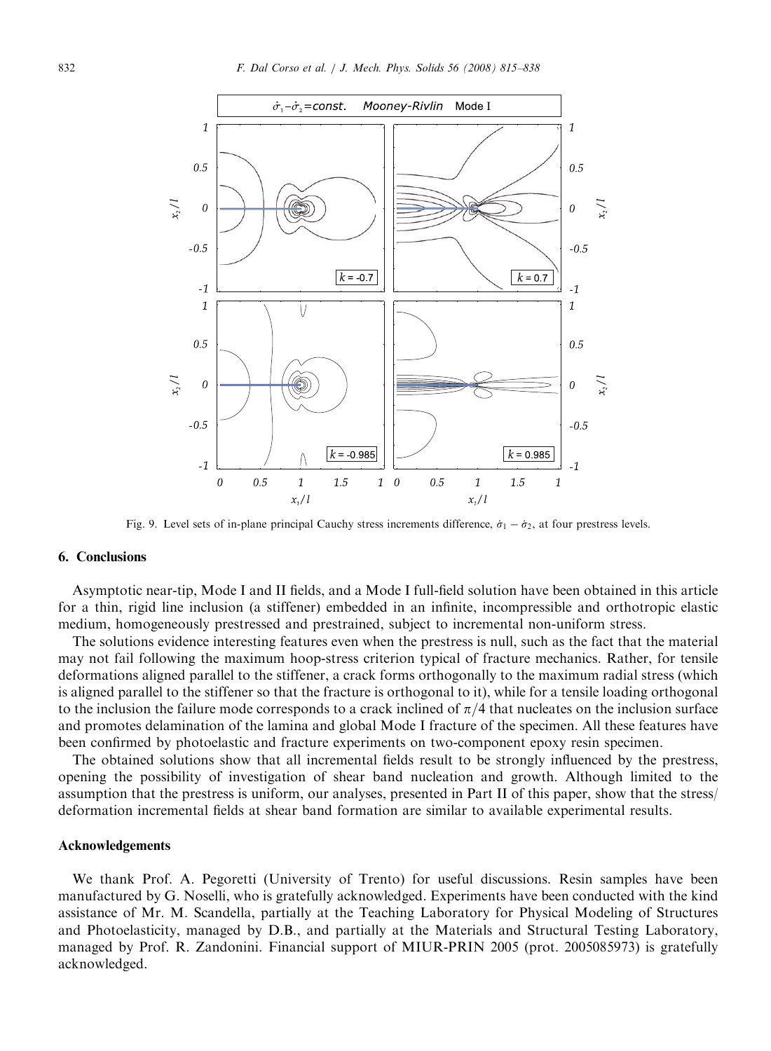Fig. 9. Level sets of in-plane principal Cauchy stress increments difference, $\dot{\sigma}_1 - \dot{\sigma}_2$, at four prestress levels.

## 6. Conclusions

Asymptotic near-tip, Mode I and II fields, and a Mode I full-field solution have been obtained in this article for a thin, rigid line inclusion (a stiffener) embedded in an infinite, incompressible and orthotropic elastic medium, homogeneously prestressed and prestrained, subject to incremental non-uniform stress.

The solutions evidence interesting features even when the prestress is null, such as the fact that the material may not fail following the maximum hoop-stress criterion typical of fracture mechanics. Rather, for tensile deformations aligned parallel to the stiffener, a crack forms orthogonally to the maximum radial stress (which is aligned parallel to the stiffener so that the fracture is orthogonal to it), while for a tensile loading orthogonal to the inclusion the failure mode corresponds to a crack inclined of $\pi/4$ that nucleates on the inclusion surface and promotes delamination of the lamina and global Mode I fracture of the specimen. All these features have been confirmed by photoelastic and fracture experiments on two-component epoxy resin specimen.

The obtained solutions show that all incremental fields result to be strongly influenced by the prestress, opening the possibility of investigation of shear band nucleation and growth. Although limited to the assumption that the prestress is uniform, our analyses, presented in Part II of this paper, show that the stress/deformation incremental fields at shear band formation are similar to available experimental results.

## Acknowledgements

We thank Prof. A. Pegoretti (University of Trento) for useful discussions. Resin samples have been manufactured by G. Noselli, who is gratefully acknowledged. Experiments have been conducted with the kind assistance of Mr. M. Scandella, partially at the Teaching Laboratory for Physical Modeling of Structures and Photoelasticity, managed by D.B., and partially at the Materials and Structural Testing Laboratory, managed by Prof. R. Zandonini. Financial support of MIUR-PRIN 2005 (prot. 2005085973) is gratefully acknowledged.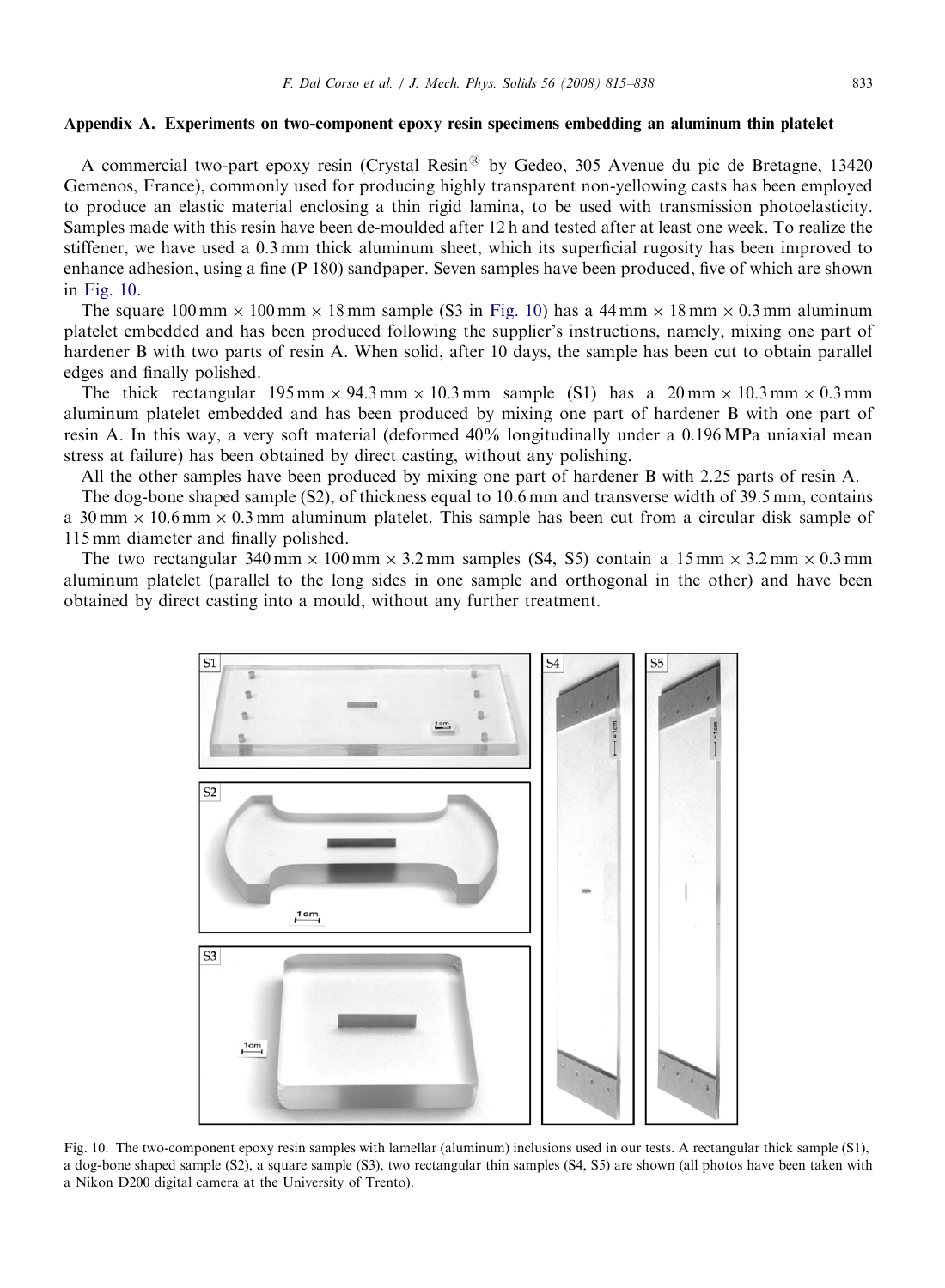## Appendix A. Experiments on two-component epoxy resin specimens embedding an aluminum thin platelet

A commercial two-part epoxy resin (Crystal Resin® by Gedeo, 305 Avenue du pic de Bretagne, 13420 Gemenos, France), commonly used for producing highly transparent non-yellowing casts has been employed to produce an elastic material enclosing a thin rigid lamina, to be used with transmission photoelasticity. Samples made with this resin have been de-moulded after 12 h and tested after at least one week. To realize the stiffener, we have used a 0.3 mm thick aluminum sheet, which its superficial rugosity has been improved to enhance adhesion, using a fine (P 180) sandpaper. Seven samples have been produced, five of which are shown in Fig. 10.

The square 100 mm × 100 mm × 18 mm sample (S3 in Fig. 10) has a 44 mm × 18 mm × 0.3 mm aluminum platelet embedded and has been produced following the supplier's instructions, namely, mixing one part of hardener B with two parts of resin A. When solid, after 10 days, the sample has been cut to obtain parallel edges and finally polished.

The thick rectangular 195 mm × 94.3 mm × 10.3 mm sample (S1) has a 20 mm × 10.3 mm × 0.3 mm aluminum platelet embedded and has been produced by mixing one part of hardener B with one part of resin A. In this way, a very soft material (deformed 40% longitudinally under a 0.196 MPa uniaxial mean stress at failure) has been obtained by direct casting, without any polishing.

All the other samples have been produced by mixing one part of hardener B with 2.25 parts of resin A.

The dog-bone shaped sample (S2), of thickness equal to 10.6 mm and transverse width of 39.5 mm, contains a 30 mm × 10.6 mm × 0.3 mm aluminum platelet. This sample has been cut from a circular disk sample of 115 mm diameter and finally polished.

The two rectangular 340 mm × 100 mm × 3.2 mm samples (S4, S5) contain a 15 mm × 3.2 mm × 0.3 mm aluminum platelet (parallel to the long sides in one sample and orthogonal in the other) and have been obtained by direct casting into a mould, without any further treatment.

Fig. 10. The two-component epoxy resin samples with lamellar (aluminum) inclusions used in our tests. A rectangular thick sample (S1), a dog-bone shaped sample (S2), a square sample (S3), two rectangular thin samples (S4, S5) are shown (all photos have been taken with a Nikon D200 digital camera at the University of Trento).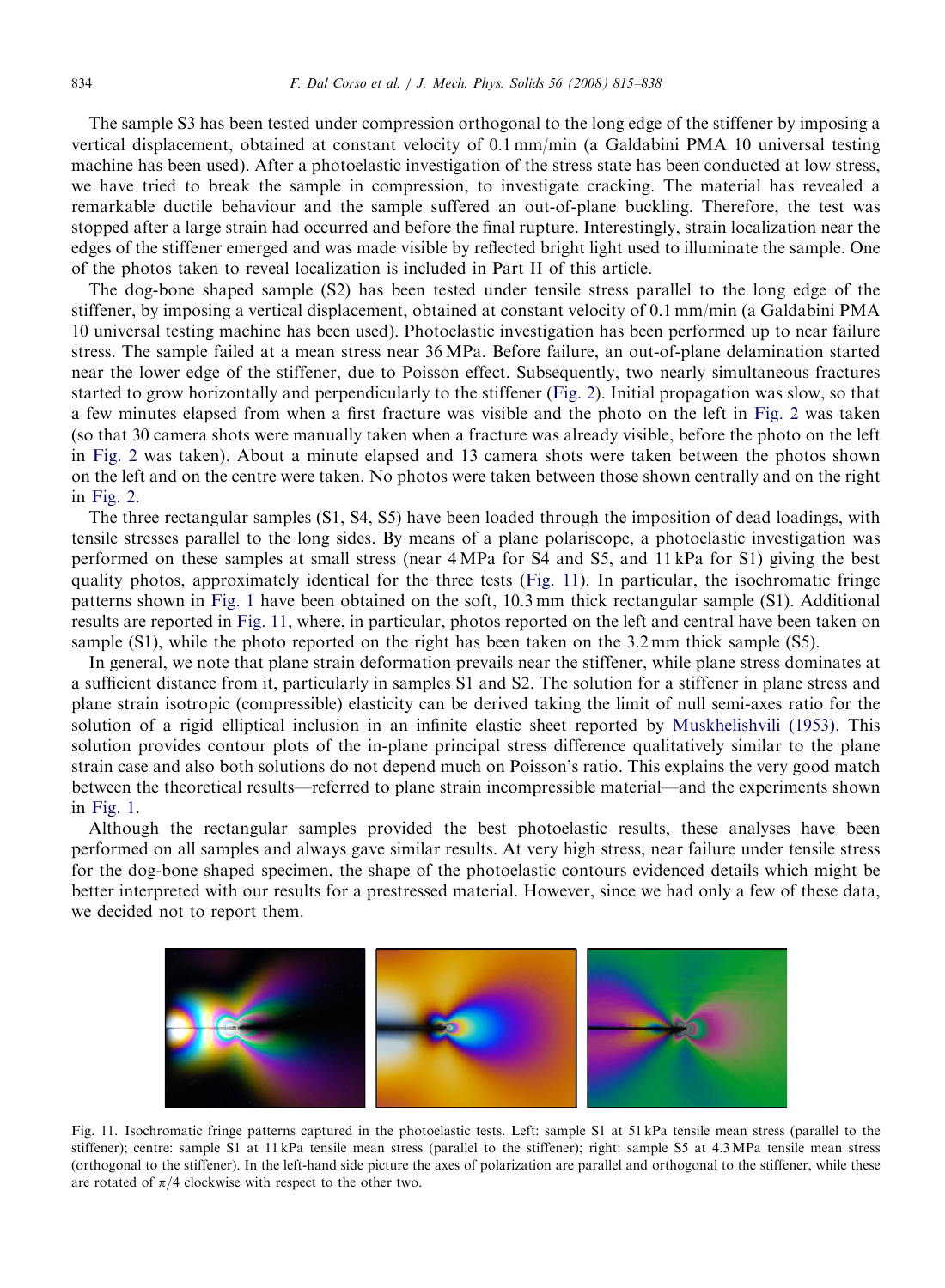The sample S3 has been tested under compression orthogonal to the long edge of the stiffener by imposing a vertical displacement, obtained at constant velocity of 0.1 mm/min (a Galdabini PMA 10 universal testing machine has been used). After a photoelastic investigation of the stress state has been conducted at low stress, we have tried to break the sample in compression, to investigate cracking. The material has revealed a remarkable ductile behaviour and the sample suffered an out-of-plane buckling. Therefore, the test was stopped after a large strain had occurred and before the final rupture. Interestingly, strain localization near the edges of the stiffener emerged and was made visible by reflected bright light used to illuminate the sample. One of the photos taken to reveal localization is included in Part II of this article.

The dog-bone shaped sample (S2) has been tested under tensile stress parallel to the long edge of the stiffener, by imposing a vertical displacement, obtained at constant velocity of 0.1 mm/min (a Galdabini PMA 10 universal testing machine has been used). Photoelastic investigation has been performed up to near failure stress. The sample failed at a mean stress near 36 MPa. Before failure, an out-of-plane delamination started near the lower edge of the stiffener, due to Poisson effect. Subsequently, two nearly simultaneous fractures started to grow horizontally and perpendicularly to the stiffener (Fig. 2). Initial propagation was slow, so that a few minutes elapsed from when a first fracture was visible and the photo on the left in Fig. 2 was taken (so that 30 camera shots were manually taken when a fracture was already visible, before the photo on the left in Fig. 2 was taken). About a minute elapsed and 13 camera shots were taken between the photos shown on the left and on the centre were taken. No photos were taken between those shown centrally and on the right in Fig. 2.

The three rectangular samples (S1, S4, S5) have been loaded through the imposition of dead loadings, with tensile stresses parallel to the long sides. By means of a plane polariscope, a photoelastic investigation was performed on these samples at small stress (near 4 MPa for S4 and S5, and 11 kPa for S1) giving the best quality photos, approximately identical for the three tests (Fig. 11). In particular, the isochromatic fringe patterns shown in Fig. 1 have been obtained on the soft, 10.3 mm thick rectangular sample (S1). Additional results are reported in Fig. 11, where, in particular, photos reported on the left and central have been taken on sample (S1), while the photo reported on the right has been taken on the 3.2 mm thick sample (S5).

In general, we note that plane strain deformation prevails near the stiffener, while plane stress dominates at a sufficient distance from it, particularly in samples S1 and S2. The solution for a stiffener in plane stress and plane strain isotropic (compressible) elasticity can be derived taking the limit of null semi-axes ratio for the solution of a rigid elliptical inclusion in an infinite elastic sheet reported by Muskhelishvili (1953). This solution provides contour plots of the in-plane principal stress difference qualitatively similar to the plane strain case and also both solutions do not depend much on Poisson's ratio. This explains the very good match between the theoretical results—referred to plane strain incompressible material—and the experiments shown in Fig. 1.

Although the rectangular samples provided the best photoelastic results, these analyses have been performed on all samples and always gave similar results. At very high stress, near failure under tensile stress for the dog-bone shaped specimen, the shape of the photoelastic contours evidenced details which might be better interpreted with our results for a prestressed material. However, since we had only a few of these data, we decided not to report them.

Fig. 11. Isochromatic fringe patterns captured in the photoelastic tests. Left: sample S1 at 51 kPa tensile mean stress (parallel to the stiffener); centre: sample S1 at 11 kPa tensile mean stress (parallel to the stiffener); right: sample S5 at 4.3 MPa tensile mean stress (orthogonal to the stiffener). In the left-hand side picture the axes of polarization are parallel and orthogonal to the stiffener, while these are rotated of $\pi/4$ clockwise with respect to the other two.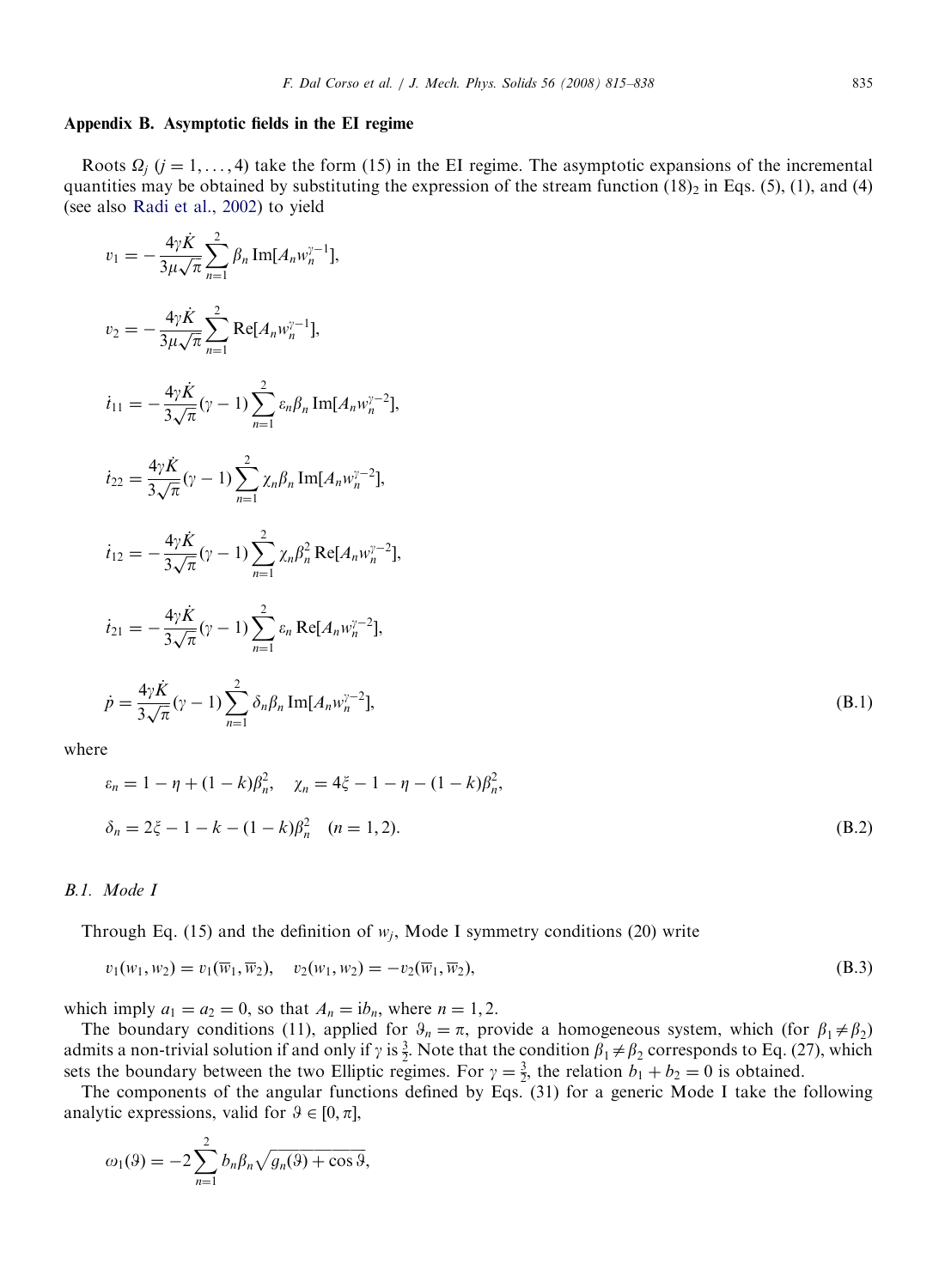## Appendix B. Asymptotic fields in the EI regime

Roots $\Omega_j$ ($j = 1, \ldots, 4$) take the form (15) in the EI regime. The asymptotic expansions of the incremental quantities may be obtained by substituting the expression of the stream function $(18)_2$ in Eqs. (5), (1), and (4) (see also Radi et al., 2002) to yield

$$
\begin{aligned}
v_1 &= -\frac{4\gamma\dot{K}}{3\mu\sqrt{\pi}} \sum_{n=1}^{2} \beta_n \,\mathrm{Im}[A_n w_n^{\gamma-1}], \\
v_2 &= -\frac{4\gamma\dot{K}}{3\mu\sqrt{\pi}} \sum_{n=1}^{2} \mathrm{Re}[A_n w_n^{\gamma-1}], \\
\dot{t}_{11} &= -\frac{4\gamma\dot{K}}{3\sqrt{\pi}} (\gamma - 1) \sum_{n=1}^{2} \varepsilon_n \beta_n \,\mathrm{Im}[A_n w_n^{\gamma-2}], \\
\dot{t}_{22} &= \frac{4\gamma\dot{K}}{3\sqrt{\pi}} (\gamma - 1) \sum_{n=1}^{2} \chi_n \beta_n \,\mathrm{Im}[A_n w_n^{\gamma-2}], \\
\dot{t}_{12} &= -\frac{4\gamma\dot{K}}{3\sqrt{\pi}} (\gamma - 1) \sum_{n=1}^{2} \chi_n \beta_n^2 \,\mathrm{Re}[A_n w_n^{\gamma-2}], \\
\dot{t}_{21} &= -\frac{4\gamma\dot{K}}{3\sqrt{\pi}} (\gamma - 1) \sum_{n=1}^{2} \varepsilon_n \,\mathrm{Re}[A_n w_n^{\gamma-2}], \\
\dot{p} &= \frac{4\gamma\dot{K}}{3\sqrt{\pi}} (\gamma - 1) \sum_{n=1}^{2} \delta_n \beta_n \,\mathrm{Im}[A_n w_n^{\gamma-2}],
\end{aligned}
\tag{B.1}
$$

where

$$
\begin{aligned}
&\varepsilon_n = 1 - \eta + (1 - k)\beta_n^2, \quad \chi_n = 4\xi - 1 - \eta - (1 - k)\beta_n^2, \\
&\delta_n = 2\xi - 1 - k - (1 - k)\beta_n^2 \quad (n = 1, 2).
\end{aligned}
\tag{B.2}
$$

### B.1. Mode I

Through Eq. (15) and the definition of $w_j$, Mode I symmetry conditions (20) write

$$
v_1(w_1, w_2) = v_1(\overline{w}_1, \overline{w}_2), \quad v_2(w_1, w_2) = -v_2(\overline{w}_1, \overline{w}_2),
\tag{B.3}
$$

which imply $a_1 = a_2 = 0$, so that $A_n = \mathrm{i}b_n$, where $n = 1, 2$.

The boundary conditions (11), applied for $\vartheta_n = \pi$, provide a homogeneous system, which (for $\beta_1 \neq \beta_2$) admits a non-trivial solution if and only if $\gamma$ is $\frac{3}{2}$. Note that the condition $\beta_1 \neq \beta_2$ corresponds to Eq. (27), which sets the boundary between the two Elliptic regimes. For $\gamma = \frac{3}{2}$, the relation $b_1 + b_2 = 0$ is obtained.

The components of the angular functions defined by Eqs. (31) for a generic Mode I take the following analytic expressions, valid for $\vartheta \in [0, \pi]$,

$$
\omega_1(\vartheta) = -2 \sum_{n=1}^{2} b_n \beta_n \sqrt{g_n(\vartheta) + \cos\vartheta},
$$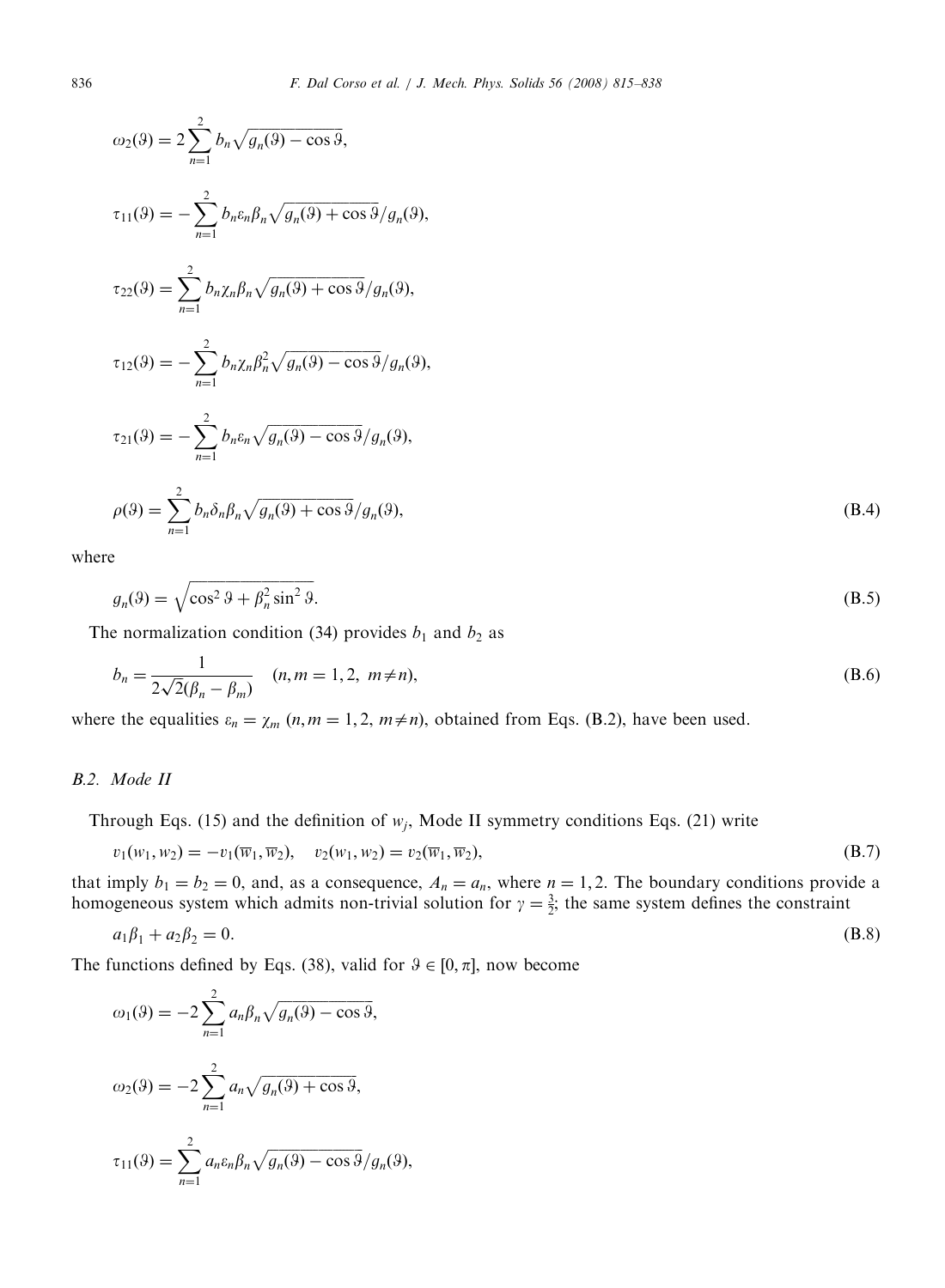$$\omega_2(\vartheta) = 2\sum_{n=1}^{2} b_n\sqrt{g_n(\vartheta) - \cos\vartheta},$$

$$\tau_{11}(\vartheta) = -\sum_{n=1}^{2} b_n\varepsilon_n\beta_n\sqrt{g_n(\vartheta) + \cos\vartheta}/g_n(\vartheta),$$

$$\tau_{22}(\vartheta) = \sum_{n=1}^{2} b_n\chi_n\beta_n\sqrt{g_n(\vartheta) + \cos\vartheta}/g_n(\vartheta),$$

$$\tau_{12}(\vartheta) = -\sum_{n=1}^{2} b_n\chi_n\beta_n^2\sqrt{g_n(\vartheta) - \cos\vartheta}/g_n(\vartheta),$$

$$\tau_{21}(\vartheta) = -\sum_{n=1}^{2} b_n\varepsilon_n\sqrt{g_n(\vartheta) - \cos\vartheta}/g_n(\vartheta),$$

$$\rho(\vartheta) = \sum_{n=1}^{2} b_n\delta_n\beta_n\sqrt{g_n(\vartheta) + \cos\vartheta}/g_n(\vartheta), \tag{B.4}$$

where

$$g_n(\vartheta) = \sqrt{\cos^2\vartheta + \beta_n^2\sin^2\vartheta}. \tag{B.5}$$

The normalization condition (34) provides $b_1$ and $b_2$ as

$$b_n = \frac{1}{2\sqrt{2}(\beta_n - \beta_m)} \quad (n, m = 1, 2,\ m \neq n), \tag{B.6}$$

where the equalities $\varepsilon_n = \chi_m$ $(n, m = 1, 2, m \neq n)$, obtained from Eqs. (B.2), have been used.

### B.2. Mode II

Through Eqs. (15) and the definition of $w_j$, Mode II symmetry conditions Eqs. (21) write

$$v_1(w_1, w_2) = -v_1(\overline{w}_1, \overline{w}_2), \quad v_2(w_1, w_2) = v_2(\overline{w}_1, \overline{w}_2), \tag{B.7}$$

that imply $b_1 = b_2 = 0$, and, as a consequence, $A_n = a_n$, where $n = 1, 2$. The boundary conditions provide a homogeneous system which admits non-trivial solution for $\gamma = \frac{3}{2}$; the same system defines the constraint

$$a_1\beta_1 + a_2\beta_2 = 0. \tag{B.8}$$

The functions defined by Eqs. (38), valid for $\vartheta \in [0, \pi]$, now become

$$\omega_1(\vartheta) = -2\sum_{n=1}^{2} a_n\beta_n\sqrt{g_n(\vartheta) - \cos\vartheta},$$

$$\omega_2(\vartheta) = -2\sum_{n=1}^{2} a_n\sqrt{g_n(\vartheta) + \cos\vartheta},$$

$$\tau_{11}(\vartheta) = \sum_{n=1}^{2} a_n\varepsilon_n\beta_n\sqrt{g_n(\vartheta) - \cos\vartheta}/g_n(\vartheta),$$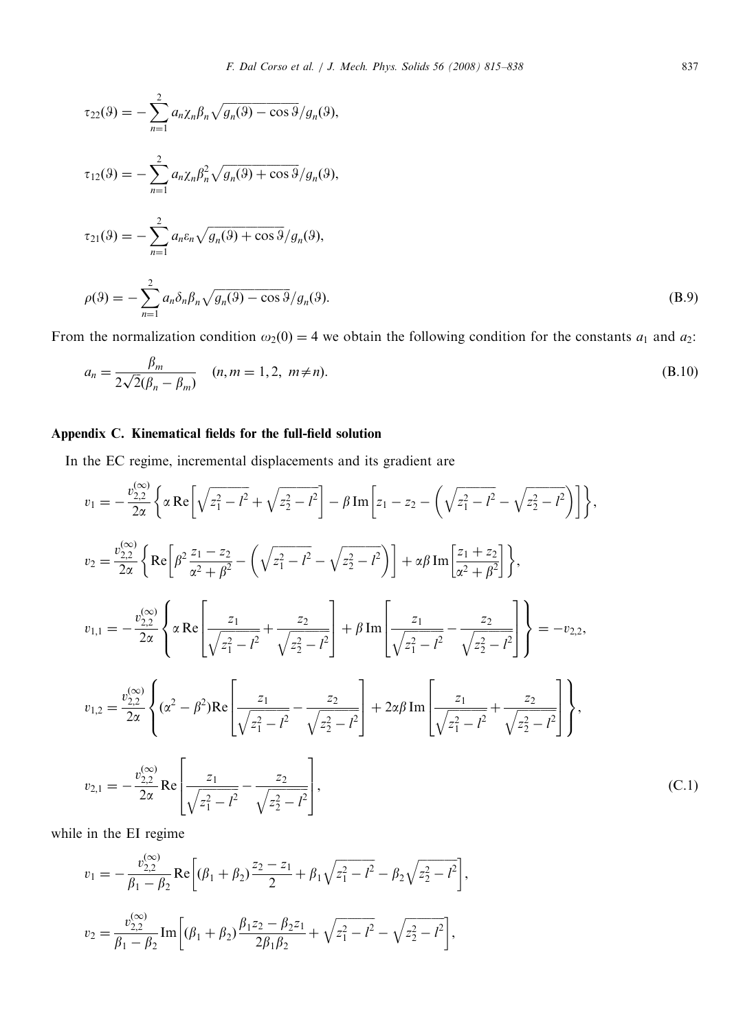$$\tau_{22}(\vartheta) = -\sum_{n=1}^{2} a_n \chi_n \beta_n \sqrt{g_n(\vartheta) - \cos\vartheta}/g_n(\vartheta),$$

$$\tau_{12}(\vartheta) = -\sum_{n=1}^{2} a_n \chi_n \beta_n^2 \sqrt{g_n(\vartheta) + \cos\vartheta}/g_n(\vartheta),$$

$$\tau_{21}(\vartheta) = -\sum_{n=1}^{2} a_n \varepsilon_n \sqrt{g_n(\vartheta) + \cos\vartheta}/g_n(\vartheta),$$

$$\rho(\vartheta) = -\sum_{n=1}^{2} a_n \delta_n \beta_n \sqrt{g_n(\vartheta) - \cos\vartheta}/g_n(\vartheta). \tag{B.9}$$

From the normalization condition $\omega_2(0) = 4$ we obtain the following condition for the constants $a_1$ and $a_2$:

$$a_n = \frac{\beta_m}{2\sqrt{2}(\beta_n - \beta_m)} \quad (n, m = 1, 2,\ m \neq n). \tag{B.10}$$

## Appendix C. Kinematical fields for the full-field solution

In the EC regime, incremental displacements and its gradient are

$$v_1 = -\frac{v_{2,2}^{(\infty)}}{2\alpha}\left\{\alpha\,\mathrm{Re}\left[\sqrt{z_1^2 - l^2} + \sqrt{z_2^2 - l^2}\right] - \beta\,\mathrm{Im}\left[z_1 - z_2 - \left(\sqrt{z_1^2 - l^2} - \sqrt{z_2^2 - l^2}\right)\right]\right\},$$

$$v_2 = \frac{v_{2,2}^{(\infty)}}{2\alpha}\left\{\mathrm{Re}\left[\beta^2\frac{z_1 - z_2}{\alpha^2 + \beta^2} - \left(\sqrt{z_1^2 - l^2} - \sqrt{z_2^2 - l^2}\right)\right] + \alpha\beta\,\mathrm{Im}\left[\frac{z_1 + z_2}{\alpha^2 + \beta^2}\right]\right\},$$

$$v_{1,1} = -\frac{v_{2,2}^{(\infty)}}{2\alpha}\left\{\alpha\,\mathrm{Re}\left[\frac{z_1}{\sqrt{z_1^2 - l^2}} + \frac{z_2}{\sqrt{z_2^2 - l^2}}\right] + \beta\,\mathrm{Im}\left[\frac{z_1}{\sqrt{z_1^2 - l^2}} - \frac{z_2}{\sqrt{z_2^2 - l^2}}\right]\right\} = -v_{2,2},$$

$$v_{1,2} = \frac{v_{2,2}^{(\infty)}}{2\alpha}\left\{(\alpha^2 - \beta^2)\mathrm{Re}\left[\frac{z_1}{\sqrt{z_1^2 - l^2}} - \frac{z_2}{\sqrt{z_2^2 - l^2}}\right] + 2\alpha\beta\,\mathrm{Im}\left[\frac{z_1}{\sqrt{z_1^2 - l^2}} + \frac{z_2}{\sqrt{z_2^2 - l^2}}\right]\right\},$$

$$v_{2,1} = -\frac{v_{2,2}^{(\infty)}}{2\alpha}\mathrm{Re}\left[\frac{z_1}{\sqrt{z_1^2 - l^2}} - \frac{z_2}{\sqrt{z_2^2 - l^2}}\right], \tag{C.1}$$

while in the EI regime

$$v_1 = -\frac{v_{2,2}^{(\infty)}}{\beta_1 - \beta_2}\mathrm{Re}\left[(\beta_1 + \beta_2)\frac{z_2 - z_1}{2} + \beta_1\sqrt{z_1^2 - l^2} - \beta_2\sqrt{z_2^2 - l^2}\right],$$

$$v_2 = \frac{v_{2,2}^{(\infty)}}{\beta_1 - \beta_2}\mathrm{Im}\left[(\beta_1 + \beta_2)\frac{\beta_1 z_2 - \beta_2 z_1}{2\beta_1\beta_2} + \sqrt{z_1^2 - l^2} - \sqrt{z_2^2 - l^2}\right],$$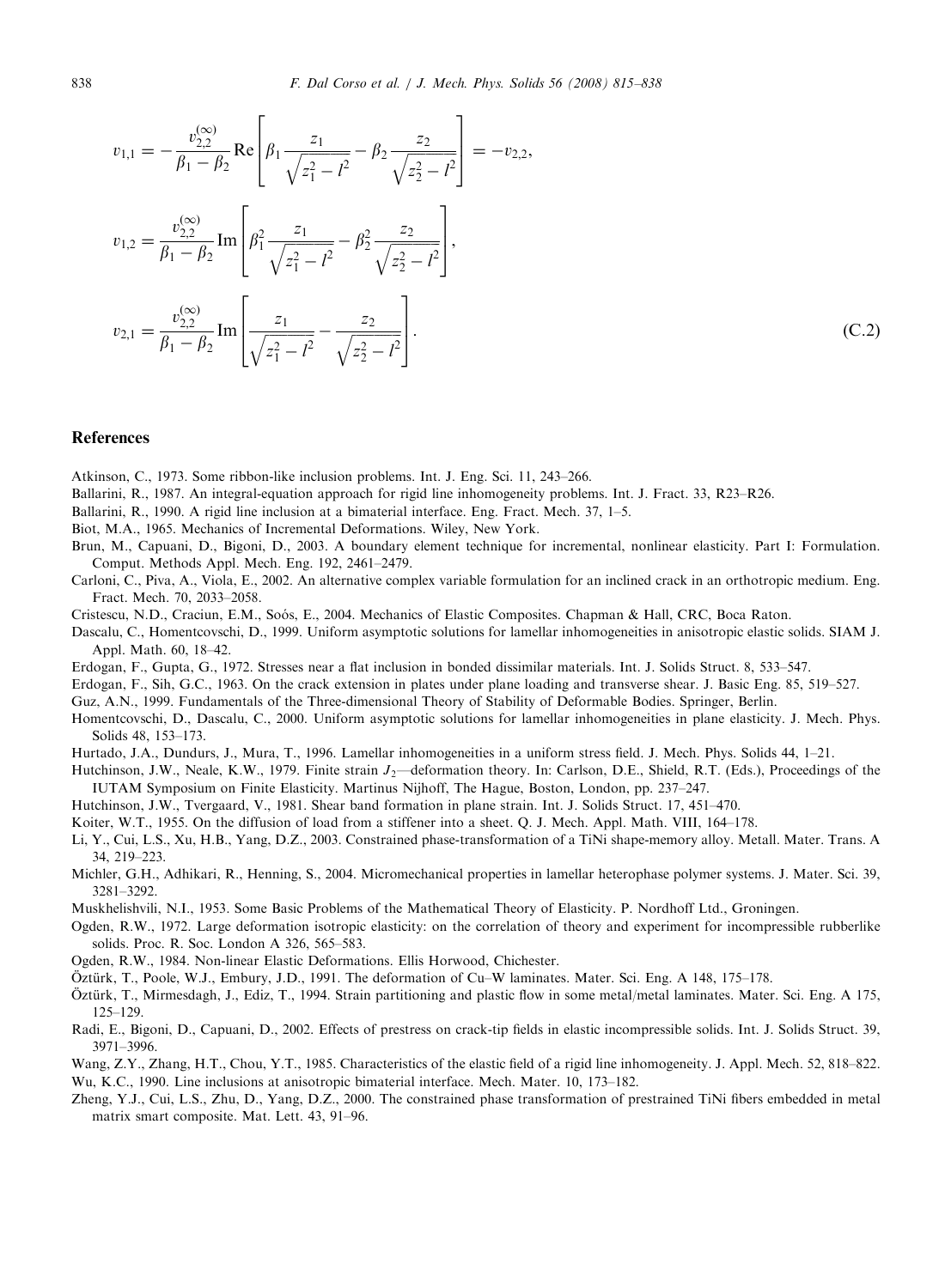$$
v_{1,1} = -\frac{v_{2,2}^{(\infty)}}{\beta_1 - \beta_2} \mathrm{Re}\left[\beta_1 \frac{z_1}{\sqrt{z_1^2 - l^2}} - \beta_2 \frac{z_2}{\sqrt{z_2^2 - l^2}}\right] = -v_{2,2},
$$

$$
v_{1,2} = \frac{v_{2,2}^{(\infty)}}{\beta_1 - \beta_2} \mathrm{Im}\left[\beta_1^2 \frac{z_1}{\sqrt{z_1^2 - l^2}} - \beta_2^2 \frac{z_2}{\sqrt{z_2^2 - l^2}}\right],
$$

$$
v_{2,1} = \frac{v_{2,2}^{(\infty)}}{\beta_1 - \beta_2} \mathrm{Im}\left[\frac{z_1}{\sqrt{z_1^2 - l^2}} - \frac{z_2}{\sqrt{z_2^2 - l^2}}\right]. \tag{C.2}
$$

## References

Atkinson, C., 1973. Some ribbon-like inclusion problems. Int. J. Eng. Sci. 11, 243–266.

Ballarini, R., 1987. An integral-equation approach for rigid line inhomogeneity problems. Int. J. Fract. 33, R23–R26.

Ballarini, R., 1990. A rigid line inclusion at a bimaterial interface. Eng. Fract. Mech. 37, 1–5.

Biot, M.A., 1965. Mechanics of Incremental Deformations. Wiley, New York.

Brun, M., Capuani, D., Bigoni, D., 2003. A boundary element technique for incremental, nonlinear elasticity. Part I: Formulation. Comput. Methods Appl. Mech. Eng. 192, 2461–2479.

Carloni, C., Piva, A., Viola, E., 2002. An alternative complex variable formulation for an inclined crack in an orthotropic medium. Eng. Fract. Mech. 70, 2033–2058.

Cristescu, N.D., Craciun, E.M., Soós, E., 2004. Mechanics of Elastic Composites. Chapman & Hall, CRC, Boca Raton.

Dascalu, C., Homentcovschi, D., 1999. Uniform asymptotic solutions for lamellar inhomogeneities in anisotropic elastic solids. SIAM J. Appl. Math. 60, 18–42.

Erdogan, F., Gupta, G., 1972. Stresses near a flat inclusion in bonded dissimilar materials. Int. J. Solids Struct. 8, 533–547.

Erdogan, F., Sih, G.C., 1963. On the crack extension in plates under plane loading and transverse shear. J. Basic Eng. 85, 519–527.

Guz, A.N., 1999. Fundamentals of the Three-dimensional Theory of Stability of Deformable Bodies. Springer, Berlin.

Homentcovschi, D., Dascalu, C., 2000. Uniform asymptotic solutions for lamellar inhomogeneities in plane elasticity. J. Mech. Phys. Solids 48, 153–173.

Hurtado, J.A., Dundurs, J., Mura, T., 1996. Lamellar inhomogeneities in a uniform stress field. J. Mech. Phys. Solids 44, 1–21.

Hutchinson, J.W., Neale, K.W., 1979. Finite strain $J_2$—deformation theory. In: Carlson, D.E., Shield, R.T. (Eds.), Proceedings of the IUTAM Symposium on Finite Elasticity. Martinus Nijhoff, The Hague, Boston, London, pp. 237–247.

Hutchinson, J.W., Tvergaard, V., 1981. Shear band formation in plane strain. Int. J. Solids Struct. 17, 451–470.

Koiter, W.T., 1955. On the diffusion of load from a stiffener into a sheet. Q. J. Mech. Appl. Math. VIII, 164–178.

Li, Y., Cui, L.S., Xu, H.B., Yang, D.Z., 2003. Constrained phase-transformation of a TiNi shape-memory alloy. Metall. Mater. Trans. A 34, 219–223.

Michler, G.H., Adhikari, R., Henning, S., 2004. Micromechanical properties in lamellar heterophase polymer systems. J. Mater. Sci. 39, 3281–3292.

Muskhelishvili, N.I., 1953. Some Basic Problems of the Mathematical Theory of Elasticity. P. Nordhoff Ltd., Groningen.

Ogden, R.W., 1972. Large deformation isotropic elasticity: on the correlation of theory and experiment for incompressible rubberlike solids. Proc. R. Soc. London A 326, 565–583.

Ogden, R.W., 1984. Non-linear Elastic Deformations. Ellis Horwood, Chichester.

Öztürk, T., Poole, W.J., Embury, J.D., 1991. The deformation of Cu–W laminates. Mater. Sci. Eng. A 148, 175–178.

Öztürk, T., Mirmesdagh, J., Ediz, T., 1994. Strain partitioning and plastic flow in some metal/metal laminates. Mater. Sci. Eng. A 175, 125–129.

Radi, E., Bigoni, D., Capuani, D., 2002. Effects of prestress on crack-tip fields in elastic incompressible solids. Int. J. Solids Struct. 39, 3971–3996.

Wang, Z.Y., Zhang, H.T., Chou, Y.T., 1985. Characteristics of the elastic field of a rigid line inhomogeneity. J. Appl. Mech. 52, 818–822.

Wu, K.C., 1990. Line inclusions at anisotropic bimaterial interface. Mech. Mater. 10, 173–182.

Zheng, Y.J., Cui, L.S., Zhu, D., Yang, D.Z., 2000. The constrained phase transformation of prestrained TiNi fibers embedded in metal matrix smart composite. Mat. Lett. 43, 91–96.